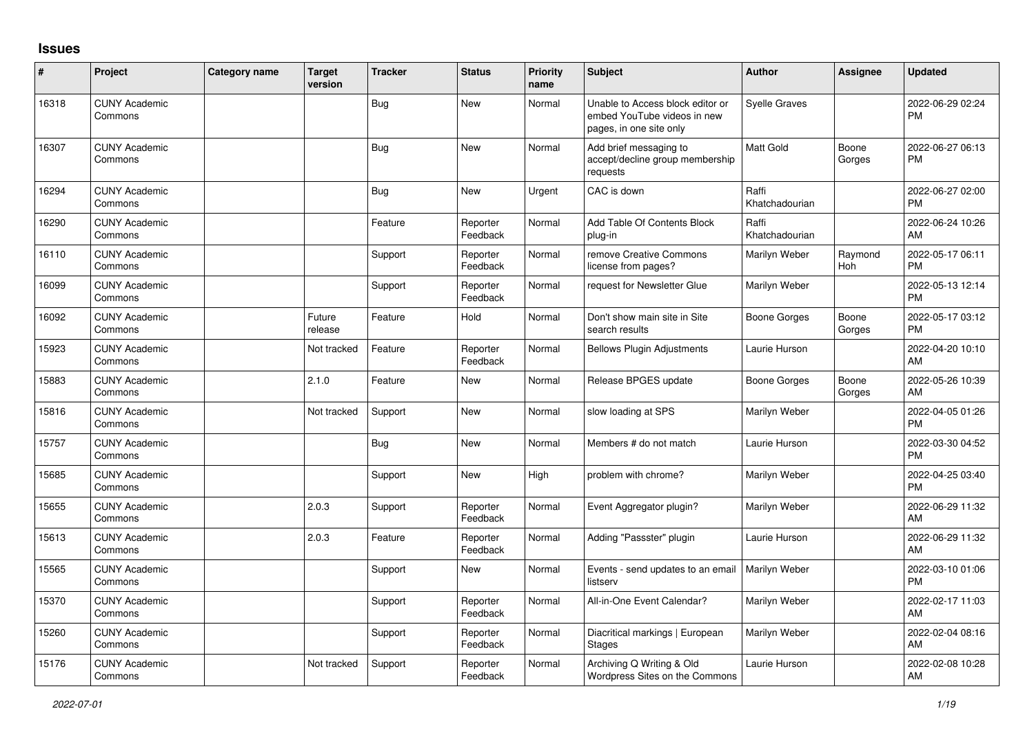## Issues

| # | Project | Category name | Target version | Tracker | Status | Priority name | Subject | Author | Assignee | Updated |
|---|---|---|---|---|---|---|---|---|---|---|
| 16318 | CUNY Academic Commons | | | Bug | New | Normal | Unable to Access block editor or embed YouTube videos in new pages, in one site only | Syelle Graves | | 2022-06-29 02:24 PM |
| 16307 | CUNY Academic Commons | | | Bug | New | Normal | Add brief messaging to accept/decline group membership requests | Matt Gold | Boone Gorges | 2022-06-27 06:13 PM |
| 16294 | CUNY Academic Commons | | | Bug | New | Urgent | CAC is down | Raffi Khatchadourian | | 2022-06-27 02:00 PM |
| 16290 | CUNY Academic Commons | | | Feature | Reporter Feedback | Normal | Add Table Of Contents Block plug-in | Raffi Khatchadourian | | 2022-06-24 10:26 AM |
| 16110 | CUNY Academic Commons | | | Support | Reporter Feedback | Normal | remove Creative Commons license from pages? | Marilyn Weber | Raymond Hoh | 2022-05-17 06:11 PM |
| 16099 | CUNY Academic Commons | | | Support | Reporter Feedback | Normal | request for Newsletter Glue | Marilyn Weber | | 2022-05-13 12:14 PM |
| 16092 | CUNY Academic Commons | | Future release | Feature | Hold | Normal | Don't show main site in Site search results | Boone Gorges | Boone Gorges | 2022-05-17 03:12 PM |
| 15923 | CUNY Academic Commons | | Not tracked | Feature | Reporter Feedback | Normal | Bellows Plugin Adjustments | Laurie Hurson | | 2022-04-20 10:10 AM |
| 15883 | CUNY Academic Commons | | 2.1.0 | Feature | New | Normal | Release BPGES update | Boone Gorges | Boone Gorges | 2022-05-26 10:39 AM |
| 15816 | CUNY Academic Commons | | Not tracked | Support | New | Normal | slow loading at SPS | Marilyn Weber | | 2022-04-05 01:26 PM |
| 15757 | CUNY Academic Commons | | | Bug | New | Normal | Members # do not match | Laurie Hurson | | 2022-03-30 04:52 PM |
| 15685 | CUNY Academic Commons | | | Support | New | High | problem with chrome? | Marilyn Weber | | 2022-04-25 03:40 PM |
| 15655 | CUNY Academic Commons | | 2.0.3 | Support | Reporter Feedback | Normal | Event Aggregator plugin? | Marilyn Weber | | 2022-06-29 11:32 AM |
| 15613 | CUNY Academic Commons | | 2.0.3 | Feature | Reporter Feedback | Normal | Adding "Passster" plugin | Laurie Hurson | | 2022-06-29 11:32 AM |
| 15565 | CUNY Academic Commons | | | Support | New | Normal | Events - send updates to an email listserv | Marilyn Weber | | 2022-03-10 01:06 PM |
| 15370 | CUNY Academic Commons | | | Support | Reporter Feedback | Normal | All-in-One Event Calendar? | Marilyn Weber | | 2022-02-17 11:03 AM |
| 15260 | CUNY Academic Commons | | | Support | Reporter Feedback | Normal | Diacritical markings \| European Stages | Marilyn Weber | | 2022-02-04 08:16 AM |
| 15176 | CUNY Academic Commons | | Not tracked | Support | Reporter Feedback | Normal | Archiving Q Writing & Old Wordpress Sites on the Commons | Laurie Hurson | | 2022-02-08 10:28 AM |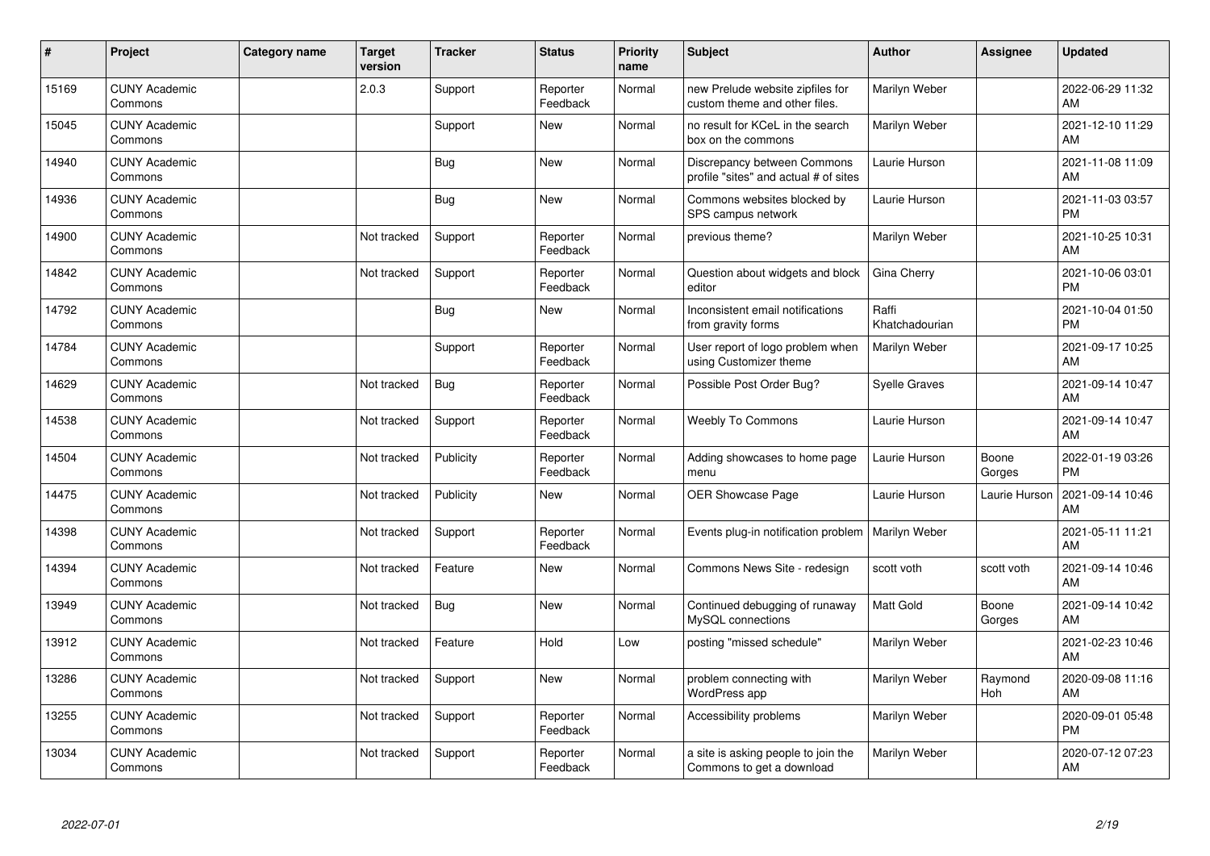| # | Project | Category name | Target version | Tracker | Status | Priority name | Subject | Author | Assignee | Updated |
|---|---|---|---|---|---|---|---|---|---|---|
| 15169 | CUNY Academic Commons | | 2.0.3 | Support | Reporter Feedback | Normal | new Prelude website zipfiles for custom theme and other files. | Marilyn Weber | | 2022-06-29 11:32 AM |
| 15045 | CUNY Academic Commons | | | Support | New | Normal | no result for KCeL in the search box on the commons | Marilyn Weber | | 2021-12-10 11:29 AM |
| 14940 | CUNY Academic Commons | | | Bug | New | Normal | Discrepancy between Commons profile "sites" and actual # of sites | Laurie Hurson | | 2021-11-08 11:09 AM |
| 14936 | CUNY Academic Commons | | | Bug | New | Normal | Commons websites blocked by SPS campus network | Laurie Hurson | | 2021-11-03 03:57 PM |
| 14900 | CUNY Academic Commons | | Not tracked | Support | Reporter Feedback | Normal | previous theme? | Marilyn Weber | | 2021-10-25 10:31 AM |
| 14842 | CUNY Academic Commons | | Not tracked | Support | Reporter Feedback | Normal | Question about widgets and block editor | Gina Cherry | | 2021-10-06 03:01 PM |
| 14792 | CUNY Academic Commons | | | Bug | New | Normal | Inconsistent email notifications from gravity forms | Raffi Khatchadourian | | 2021-10-04 01:50 PM |
| 14784 | CUNY Academic Commons | | | Support | Reporter Feedback | Normal | User report of logo problem when using Customizer theme | Marilyn Weber | | 2021-09-17 10:25 AM |
| 14629 | CUNY Academic Commons | | Not tracked | Bug | Reporter Feedback | Normal | Possible Post Order Bug? | Syelle Graves | | 2021-09-14 10:47 AM |
| 14538 | CUNY Academic Commons | | Not tracked | Support | Reporter Feedback | Normal | Weebly To Commons | Laurie Hurson | | 2021-09-14 10:47 AM |
| 14504 | CUNY Academic Commons | | Not tracked | Publicity | Reporter Feedback | Normal | Adding showcases to home page menu | Laurie Hurson | Boone Gorges | 2022-01-19 03:26 PM |
| 14475 | CUNY Academic Commons | | Not tracked | Publicity | New | Normal | OER Showcase Page | Laurie Hurson | Laurie Hurson | 2021-09-14 10:46 AM |
| 14398 | CUNY Academic Commons | | Not tracked | Support | Reporter Feedback | Normal | Events plug-in notification problem | Marilyn Weber | | 2021-05-11 11:21 AM |
| 14394 | CUNY Academic Commons | | Not tracked | Feature | New | Normal | Commons News Site - redesign | scott voth | scott voth | 2021-09-14 10:46 AM |
| 13949 | CUNY Academic Commons | | Not tracked | Bug | New | Normal | Continued debugging of runaway MySQL connections | Matt Gold | Boone Gorges | 2021-09-14 10:42 AM |
| 13912 | CUNY Academic Commons | | Not tracked | Feature | Hold | Low | posting "missed schedule" | Marilyn Weber | | 2021-02-23 10:46 AM |
| 13286 | CUNY Academic Commons | | Not tracked | Support | New | Normal | problem connecting with WordPress app | Marilyn Weber | Raymond Hoh | 2020-09-08 11:16 AM |
| 13255 | CUNY Academic Commons | | Not tracked | Support | Reporter Feedback | Normal | Accessibility problems | Marilyn Weber | | 2020-09-01 05:48 PM |
| 13034 | CUNY Academic Commons | | Not tracked | Support | Reporter Feedback | Normal | a site is asking people to join the Commons to get a download | Marilyn Weber | | 2020-07-12 07:23 AM |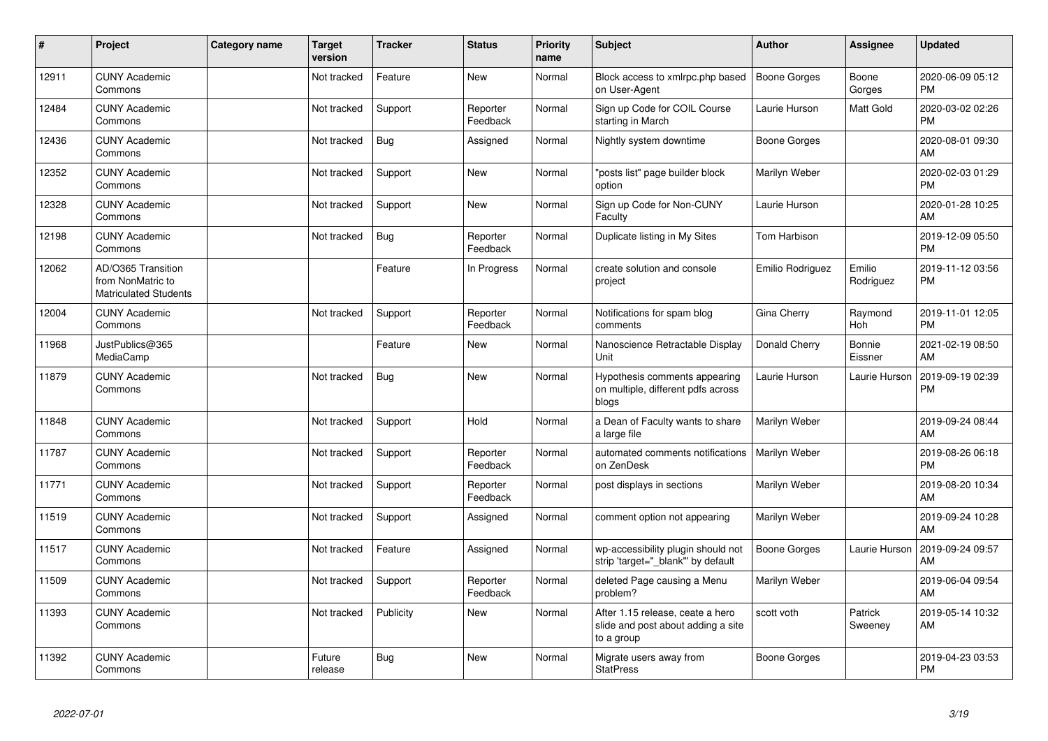| # | Project | Category name | Target version | Tracker | Status | Priority name | Subject | Author | Assignee | Updated |
|---|---|---|---|---|---|---|---|---|---|---|
| 12911 | CUNY Academic Commons | | Not tracked | Feature | New | Normal | Block access to xmlrpc.php based on User-Agent | Boone Gorges | Boone Gorges | 2020-06-09 05:12 PM |
| 12484 | CUNY Academic Commons | | Not tracked | Support | Reporter Feedback | Normal | Sign up Code for COIL Course starting in March | Laurie Hurson | Matt Gold | 2020-03-02 02:26 PM |
| 12436 | CUNY Academic Commons | | Not tracked | Bug | Assigned | Normal | Nightly system downtime | Boone Gorges | | 2020-08-01 09:30 AM |
| 12352 | CUNY Academic Commons | | Not tracked | Support | New | Normal | "posts list" page builder block option | Marilyn Weber | | 2020-02-03 01:29 PM |
| 12328 | CUNY Academic Commons | | Not tracked | Support | New | Normal | Sign up Code for Non-CUNY Faculty | Laurie Hurson | | 2020-01-28 10:25 AM |
| 12198 | CUNY Academic Commons | | Not tracked | Bug | Reporter Feedback | Normal | Duplicate listing in My Sites | Tom Harbison | | 2019-12-09 05:50 PM |
| 12062 | AD/O365 Transition from NonMatric to Matriculated Students | | | Feature | In Progress | Normal | create solution and console project | Emilio Rodriguez | Emilio Rodriguez | 2019-11-12 03:56 PM |
| 12004 | CUNY Academic Commons | | Not tracked | Support | Reporter Feedback | Normal | Notifications for spam blog comments | Gina Cherry | Raymond Hoh | 2019-11-01 12:05 PM |
| 11968 | JustPublics@365 MediaCamp | | | Feature | New | Normal | Nanoscience Retractable Display Unit | Donald Cherry | Bonnie Eissner | 2021-02-19 08:50 AM |
| 11879 | CUNY Academic Commons | | Not tracked | Bug | New | Normal | Hypothesis comments appearing on multiple, different pdfs across blogs | Laurie Hurson | Laurie Hurson | 2019-09-19 02:39 PM |
| 11848 | CUNY Academic Commons | | Not tracked | Support | Hold | Normal | a Dean of Faculty wants to share a large file | Marilyn Weber | | 2019-09-24 08:44 AM |
| 11787 | CUNY Academic Commons | | Not tracked | Support | Reporter Feedback | Normal | automated comments notifications on ZenDesk | Marilyn Weber | | 2019-08-26 06:18 PM |
| 11771 | CUNY Academic Commons | | Not tracked | Support | Reporter Feedback | Normal | post displays in sections | Marilyn Weber | | 2019-08-20 10:34 AM |
| 11519 | CUNY Academic Commons | | Not tracked | Support | Assigned | Normal | comment option not appearing | Marilyn Weber | | 2019-09-24 10:28 AM |
| 11517 | CUNY Academic Commons | | Not tracked | Feature | Assigned | Normal | wp-accessibility plugin should not strip 'target="_blank"' by default | Boone Gorges | Laurie Hurson | 2019-09-24 09:57 AM |
| 11509 | CUNY Academic Commons | | Not tracked | Support | Reporter Feedback | Normal | deleted Page causing a Menu problem? | Marilyn Weber | | 2019-06-04 09:54 AM |
| 11393 | CUNY Academic Commons | | Not tracked | Publicity | New | Normal | After 1.15 release, ceate a hero slide and post about adding a site to a group | scott voth | Patrick Sweeney | 2019-05-14 10:32 AM |
| 11392 | CUNY Academic Commons | | Future release | Bug | New | Normal | Migrate users away from StatPress | Boone Gorges | | 2019-04-23 03:53 PM |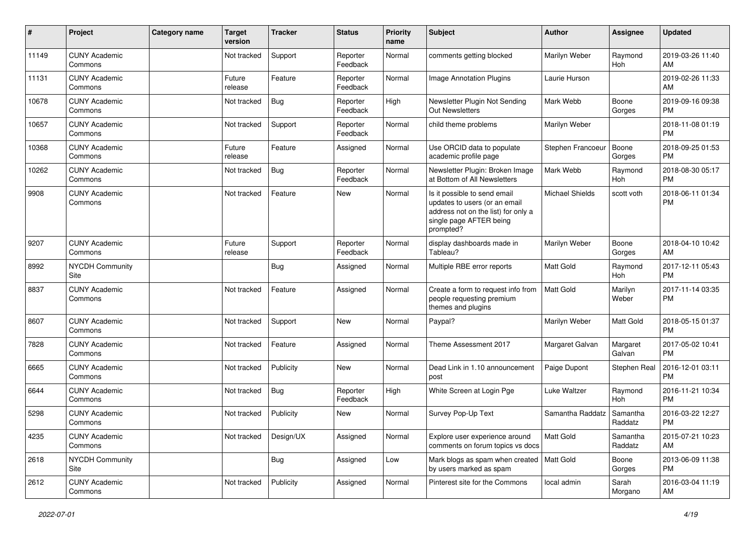| # | Project | Category name | Target version | Tracker | Status | Priority name | Subject | Author | Assignee | Updated |
|---|---|---|---|---|---|---|---|---|---|---|
| 11149 | CUNY Academic Commons | | Not tracked | Support | Reporter Feedback | Normal | comments getting blocked | Marilyn Weber | Raymond Hoh | 2019-03-26 11:40 AM |
| 11131 | CUNY Academic Commons | | Future release | Feature | Reporter Feedback | Normal | Image Annotation Plugins | Laurie Hurson | | 2019-02-26 11:33 AM |
| 10678 | CUNY Academic Commons | | Not tracked | Bug | Reporter Feedback | High | Newsletter Plugin Not Sending Out Newsletters | Mark Webb | Boone Gorges | 2019-09-16 09:38 PM |
| 10657 | CUNY Academic Commons | | Not tracked | Support | Reporter Feedback | Normal | child theme problems | Marilyn Weber | | 2018-11-08 01:19 PM |
| 10368 | CUNY Academic Commons | | Future release | Feature | Assigned | Normal | Use ORCID data to populate academic profile page | Stephen Francoeur | Boone Gorges | 2018-09-25 01:53 PM |
| 10262 | CUNY Academic Commons | | Not tracked | Bug | Reporter Feedback | Normal | Newsletter Plugin: Broken Image at Bottom of All Newsletters | Mark Webb | Raymond Hoh | 2018-08-30 05:17 PM |
| 9908 | CUNY Academic Commons | | Not tracked | Feature | New | Normal | Is it possible to send email updates to users (or an email address not on the list) for only a single page AFTER being prompted? | Michael Shields | scott voth | 2018-06-11 01:34 PM |
| 9207 | CUNY Academic Commons | | Future release | Support | Reporter Feedback | Normal | display dashboards made in Tableau? | Marilyn Weber | Boone Gorges | 2018-04-10 10:42 AM |
| 8992 | NYCDH Community Site | | | Bug | Assigned | Normal | Multiple RBE error reports | Matt Gold | Raymond Hoh | 2017-12-11 05:43 PM |
| 8837 | CUNY Academic Commons | | Not tracked | Feature | Assigned | Normal | Create a form to request info from people requesting premium themes and plugins | Matt Gold | Marilyn Weber | 2017-11-14 03:35 PM |
| 8607 | CUNY Academic Commons | | Not tracked | Support | New | Normal | Paypal? | Marilyn Weber | Matt Gold | 2018-05-15 01:37 PM |
| 7828 | CUNY Academic Commons | | Not tracked | Feature | Assigned | Normal | Theme Assessment 2017 | Margaret Galvan | Margaret Galvan | 2017-05-02 10:41 PM |
| 6665 | CUNY Academic Commons | | Not tracked | Publicity | New | Normal | Dead Link in 1.10 announcement post | Paige Dupont | Stephen Real | 2016-12-01 03:11 PM |
| 6644 | CUNY Academic Commons | | Not tracked | Bug | Reporter Feedback | High | White Screen at Login Pge | Luke Waltzer | Raymond Hoh | 2016-11-21 10:34 PM |
| 5298 | CUNY Academic Commons | | Not tracked | Publicity | New | Normal | Survey Pop-Up Text | Samantha Raddatz | Samantha Raddatz | 2016-03-22 12:27 PM |
| 4235 | CUNY Academic Commons | | Not tracked | Design/UX | Assigned | Normal | Explore user experience around comments on forum topics vs docs | Matt Gold | Samantha Raddatz | 2015-07-21 10:23 AM |
| 2618 | NYCDH Community Site | | | Bug | Assigned | Low | Mark blogs as spam when created by users marked as spam | Matt Gold | Boone Gorges | 2013-06-09 11:38 PM |
| 2612 | CUNY Academic Commons | | Not tracked | Publicity | Assigned | Normal | Pinterest site for the Commons | local admin | Sarah Morgano | 2016-03-04 11:19 AM |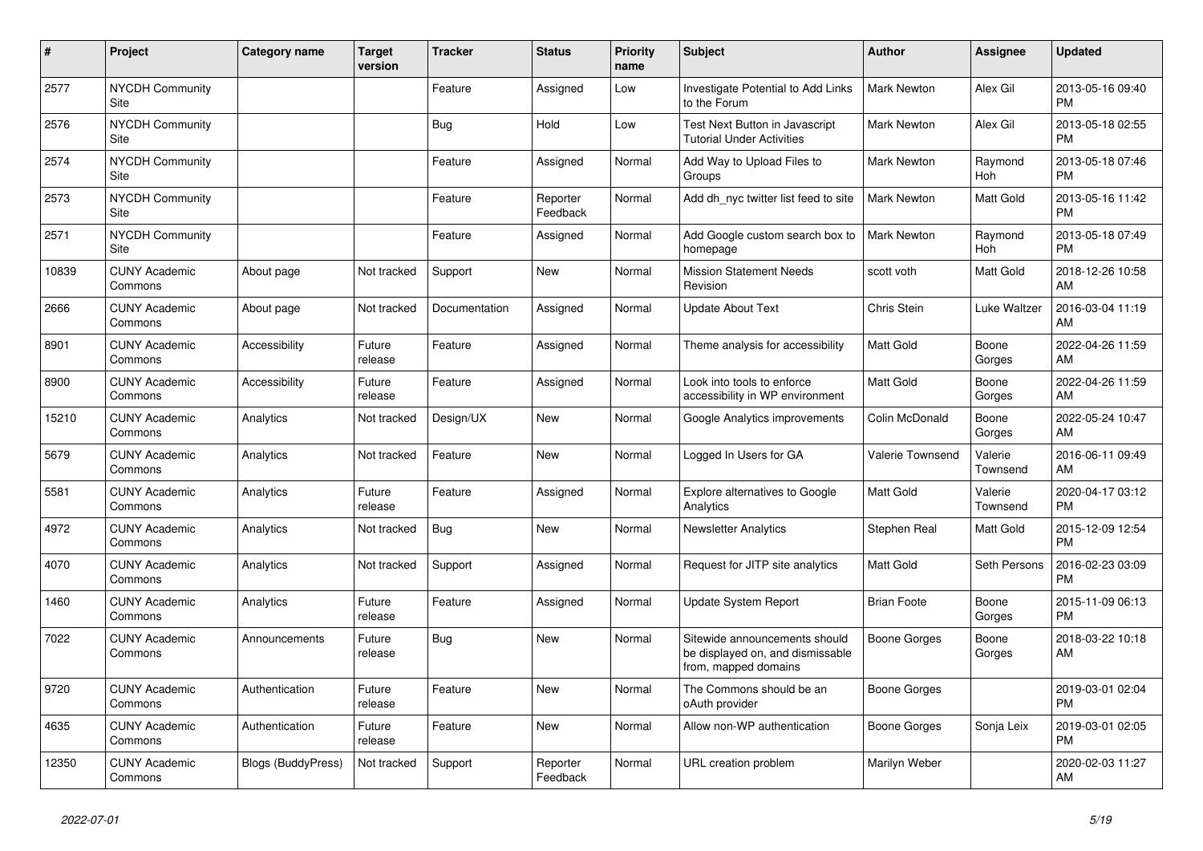| # | Project | Category name | Target version | Tracker | Status | Priority name | Subject | Author | Assignee | Updated |
|---|---|---|---|---|---|---|---|---|---|---|
| 2577 | NYCDH Community Site | | | Feature | Assigned | Low | Investigate Potential to Add Links to the Forum | Mark Newton | Alex Gil | 2013-05-16 09:40 PM |
| 2576 | NYCDH Community Site | | | Bug | Hold | Low | Test Next Button in Javascript Tutorial Under Activities | Mark Newton | Alex Gil | 2013-05-18 02:55 PM |
| 2574 | NYCDH Community Site | | | Feature | Assigned | Normal | Add Way to Upload Files to Groups | Mark Newton | Raymond Hoh | 2013-05-18 07:46 PM |
| 2573 | NYCDH Community Site | | | Feature | Reporter Feedback | Normal | Add dh_nyc twitter list feed to site | Mark Newton | Matt Gold | 2013-05-16 11:42 PM |
| 2571 | NYCDH Community Site | | | Feature | Assigned | Normal | Add Google custom search box to homepage | Mark Newton | Raymond Hoh | 2013-05-18 07:49 PM |
| 10839 | CUNY Academic Commons | About page | Not tracked | Support | New | Normal | Mission Statement Needs Revision | scott voth | Matt Gold | 2018-12-26 10:58 AM |
| 2666 | CUNY Academic Commons | About page | Not tracked | Documentation | Assigned | Normal | Update About Text | Chris Stein | Luke Waltzer | 2016-03-04 11:19 AM |
| 8901 | CUNY Academic Commons | Accessibility | Future release | Feature | Assigned | Normal | Theme analysis for accessibility | Matt Gold | Boone Gorges | 2022-04-26 11:59 AM |
| 8900 | CUNY Academic Commons | Accessibility | Future release | Feature | Assigned | Normal | Look into tools to enforce accessibility in WP environment | Matt Gold | Boone Gorges | 2022-04-26 11:59 AM |
| 15210 | CUNY Academic Commons | Analytics | Not tracked | Design/UX | New | Normal | Google Analytics improvements | Colin McDonald | Boone Gorges | 2022-05-24 10:47 AM |
| 5679 | CUNY Academic Commons | Analytics | Not tracked | Feature | New | Normal | Logged In Users for GA | Valerie Townsend | Valerie Townsend | 2016-06-11 09:49 AM |
| 5581 | CUNY Academic Commons | Analytics | Future release | Feature | Assigned | Normal | Explore alternatives to Google Analytics | Matt Gold | Valerie Townsend | 2020-04-17 03:12 PM |
| 4972 | CUNY Academic Commons | Analytics | Not tracked | Bug | New | Normal | Newsletter Analytics | Stephen Real | Matt Gold | 2015-12-09 12:54 PM |
| 4070 | CUNY Academic Commons | Analytics | Not tracked | Support | Assigned | Normal | Request for JITP site analytics | Matt Gold | Seth Persons | 2016-02-23 03:09 PM |
| 1460 | CUNY Academic Commons | Analytics | Future release | Feature | Assigned | Normal | Update System Report | Brian Foote | Boone Gorges | 2015-11-09 06:13 PM |
| 7022 | CUNY Academic Commons | Announcements | Future release | Bug | New | Normal | Sitewide announcements should be displayed on, and dismissable from, mapped domains | Boone Gorges | Boone Gorges | 2018-03-22 10:18 AM |
| 9720 | CUNY Academic Commons | Authentication | Future release | Feature | New | Normal | The Commons should be an oAuth provider | Boone Gorges | | 2019-03-01 02:04 PM |
| 4635 | CUNY Academic Commons | Authentication | Future release | Feature | New | Normal | Allow non-WP authentication | Boone Gorges | Sonja Leix | 2019-03-01 02:05 PM |
| 12350 | CUNY Academic Commons | Blogs (BuddyPress) | Not tracked | Support | Reporter Feedback | Normal | URL creation problem | Marilyn Weber | | 2020-02-03 11:27 AM |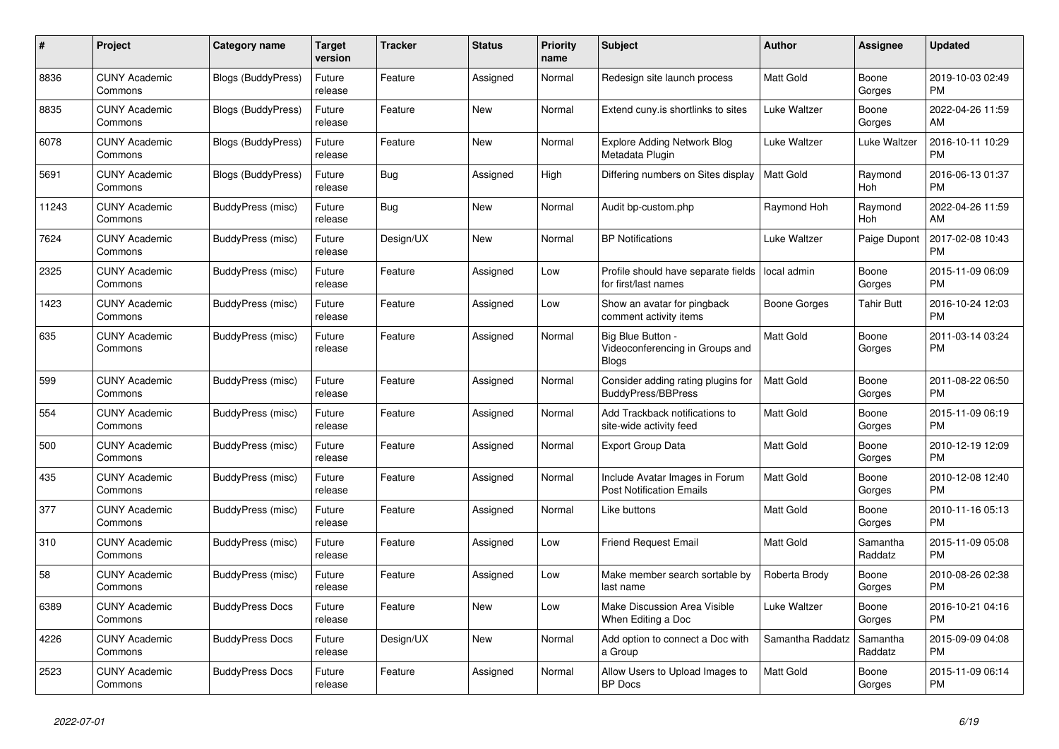| # | Project | Category name | Target version | Tracker | Status | Priority name | Subject | Author | Assignee | Updated |
|---|---|---|---|---|---|---|---|---|---|---|
| 8836 | CUNY Academic Commons | Blogs (BuddyPress) | Future release | Feature | Assigned | Normal | Redesign site launch process | Matt Gold | Boone Gorges | 2019-10-03 02:49 PM |
| 8835 | CUNY Academic Commons | Blogs (BuddyPress) | Future release | Feature | New | Normal | Extend cuny.is shortlinks to sites | Luke Waltzer | Boone Gorges | 2022-04-26 11:59 AM |
| 6078 | CUNY Academic Commons | Blogs (BuddyPress) | Future release | Feature | New | Normal | Explore Adding Network Blog Metadata Plugin | Luke Waltzer | Luke Waltzer | 2016-10-11 10:29 PM |
| 5691 | CUNY Academic Commons | Blogs (BuddyPress) | Future release | Bug | Assigned | High | Differing numbers on Sites display | Matt Gold | Raymond Hoh | 2016-06-13 01:37 PM |
| 11243 | CUNY Academic Commons | BuddyPress (misc) | Future release | Bug | New | Normal | Audit bp-custom.php | Raymond Hoh | Raymond Hoh | 2022-04-26 11:59 AM |
| 7624 | CUNY Academic Commons | BuddyPress (misc) | Future release | Design/UX | New | Normal | BP Notifications | Luke Waltzer | Paige Dupont | 2017-02-08 10:43 PM |
| 2325 | CUNY Academic Commons | BuddyPress (misc) | Future release | Feature | Assigned | Low | Profile should have separate fields for first/last names | local admin | Boone Gorges | 2015-11-09 06:09 PM |
| 1423 | CUNY Academic Commons | BuddyPress (misc) | Future release | Feature | Assigned | Low | Show an avatar for pingback comment activity items | Boone Gorges | Tahir Butt | 2016-10-24 12:03 PM |
| 635 | CUNY Academic Commons | BuddyPress (misc) | Future release | Feature | Assigned | Normal | Big Blue Button - Videoconferencing in Groups and Blogs | Matt Gold | Boone Gorges | 2011-03-14 03:24 PM |
| 599 | CUNY Academic Commons | BuddyPress (misc) | Future release | Feature | Assigned | Normal | Consider adding rating plugins for BuddyPress/BBPress | Matt Gold | Boone Gorges | 2011-08-22 06:50 PM |
| 554 | CUNY Academic Commons | BuddyPress (misc) | Future release | Feature | Assigned | Normal | Add Trackback notifications to site-wide activity feed | Matt Gold | Boone Gorges | 2015-11-09 06:19 PM |
| 500 | CUNY Academic Commons | BuddyPress (misc) | Future release | Feature | Assigned | Normal | Export Group Data | Matt Gold | Boone Gorges | 2010-12-19 12:09 PM |
| 435 | CUNY Academic Commons | BuddyPress (misc) | Future release | Feature | Assigned | Normal | Include Avatar Images in Forum Post Notification Emails | Matt Gold | Boone Gorges | 2010-12-08 12:40 PM |
| 377 | CUNY Academic Commons | BuddyPress (misc) | Future release | Feature | Assigned | Normal | Like buttons | Matt Gold | Boone Gorges | 2010-11-16 05:13 PM |
| 310 | CUNY Academic Commons | BuddyPress (misc) | Future release | Feature | Assigned | Low | Friend Request Email | Matt Gold | Samantha Raddatz | 2015-11-09 05:08 PM |
| 58 | CUNY Academic Commons | BuddyPress (misc) | Future release | Feature | Assigned | Low | Make member search sortable by last name | Roberta Brody | Boone Gorges | 2010-08-26 02:38 PM |
| 6389 | CUNY Academic Commons | BuddyPress Docs | Future release | Feature | New | Low | Make Discussion Area Visible When Editing a Doc | Luke Waltzer | Boone Gorges | 2016-10-21 04:16 PM |
| 4226 | CUNY Academic Commons | BuddyPress Docs | Future release | Design/UX | New | Normal | Add option to connect a Doc with a Group | Samantha Raddatz | Samantha Raddatz | 2015-09-09 04:08 PM |
| 2523 | CUNY Academic Commons | BuddyPress Docs | Future release | Feature | Assigned | Normal | Allow Users to Upload Images to BP Docs | Matt Gold | Boone Gorges | 2015-11-09 06:14 PM |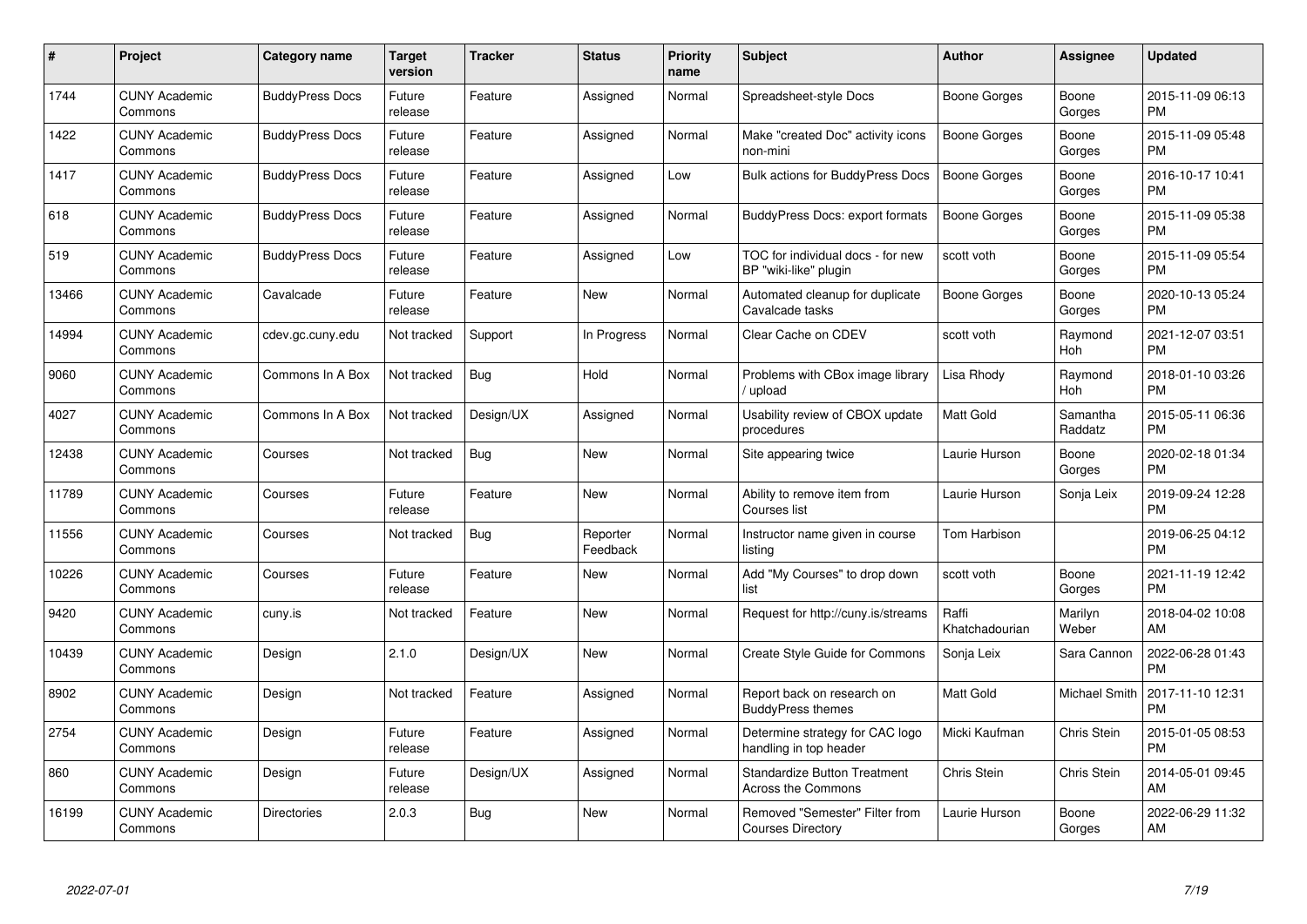| # | Project | Category name | Target version | Tracker | Status | Priority name | Subject | Author | Assignee | Updated |
|---|---|---|---|---|---|---|---|---|---|---|
| 1744 | CUNY Academic Commons | BuddyPress Docs | Future release | Feature | Assigned | Normal | Spreadsheet-style Docs | Boone Gorges | Boone Gorges | 2015-11-09 06:13 PM |
| 1422 | CUNY Academic Commons | BuddyPress Docs | Future release | Feature | Assigned | Normal | Make "created Doc" activity icons non-mini | Boone Gorges | Boone Gorges | 2015-11-09 05:48 PM |
| 1417 | CUNY Academic Commons | BuddyPress Docs | Future release | Feature | Assigned | Low | Bulk actions for BuddyPress Docs | Boone Gorges | Boone Gorges | 2016-10-17 10:41 PM |
| 618 | CUNY Academic Commons | BuddyPress Docs | Future release | Feature | Assigned | Normal | BuddyPress Docs: export formats | Boone Gorges | Boone Gorges | 2015-11-09 05:38 PM |
| 519 | CUNY Academic Commons | BuddyPress Docs | Future release | Feature | Assigned | Low | TOC for individual docs - for new BP "wiki-like" plugin | scott voth | Boone Gorges | 2015-11-09 05:54 PM |
| 13466 | CUNY Academic Commons | Cavalcade | Future release | Feature | New | Normal | Automated cleanup for duplicate Cavalcade tasks | Boone Gorges | Boone Gorges | 2020-10-13 05:24 PM |
| 14994 | CUNY Academic Commons | cdev.gc.cuny.edu | Not tracked | Support | In Progress | Normal | Clear Cache on CDEV | scott voth | Raymond Hoh | 2021-12-07 03:51 PM |
| 9060 | CUNY Academic Commons | Commons In A Box | Not tracked | Bug | Hold | Normal | Problems with CBox image library / upload | Lisa Rhody | Raymond Hoh | 2018-01-10 03:26 PM |
| 4027 | CUNY Academic Commons | Commons In A Box | Not tracked | Design/UX | Assigned | Normal | Usability review of CBOX update procedures | Matt Gold | Samantha Raddatz | 2015-05-11 06:36 PM |
| 12438 | CUNY Academic Commons | Courses | Not tracked | Bug | New | Normal | Site appearing twice | Laurie Hurson | Boone Gorges | 2020-02-18 01:34 PM |
| 11789 | CUNY Academic Commons | Courses | Future release | Feature | New | Normal | Ability to remove item from Courses list | Laurie Hurson | Sonja Leix | 2019-09-24 12:28 PM |
| 11556 | CUNY Academic Commons | Courses | Not tracked | Bug | Reporter Feedback | Normal | Instructor name given in course listing | Tom Harbison | | 2019-06-25 04:12 PM |
| 10226 | CUNY Academic Commons | Courses | Future release | Feature | New | Normal | Add "My Courses" to drop down list | scott voth | Boone Gorges | 2021-11-19 12:42 PM |
| 9420 | CUNY Academic Commons | cuny.is | Not tracked | Feature | New | Normal | Request for http://cuny.is/streams | Raffi Khatchadourian | Marilyn Weber | 2018-04-02 10:08 AM |
| 10439 | CUNY Academic Commons | Design | 2.1.0 | Design/UX | New | Normal | Create Style Guide for Commons | Sonja Leix | Sara Cannon | 2022-06-28 01:43 PM |
| 8902 | CUNY Academic Commons | Design | Not tracked | Feature | Assigned | Normal | Report back on research on BuddyPress themes | Matt Gold | Michael Smith | 2017-11-10 12:31 PM |
| 2754 | CUNY Academic Commons | Design | Future release | Feature | Assigned | Normal | Determine strategy for CAC logo handling in top header | Micki Kaufman | Chris Stein | 2015-01-05 08:53 PM |
| 860 | CUNY Academic Commons | Design | Future release | Design/UX | Assigned | Normal | Standardize Button Treatment Across the Commons | Chris Stein | Chris Stein | 2014-05-01 09:45 AM |
| 16199 | CUNY Academic Commons | Directories | 2.0.3 | Bug | New | Normal | Removed "Semester" Filter from Courses Directory | Laurie Hurson | Boone Gorges | 2022-06-29 11:32 AM |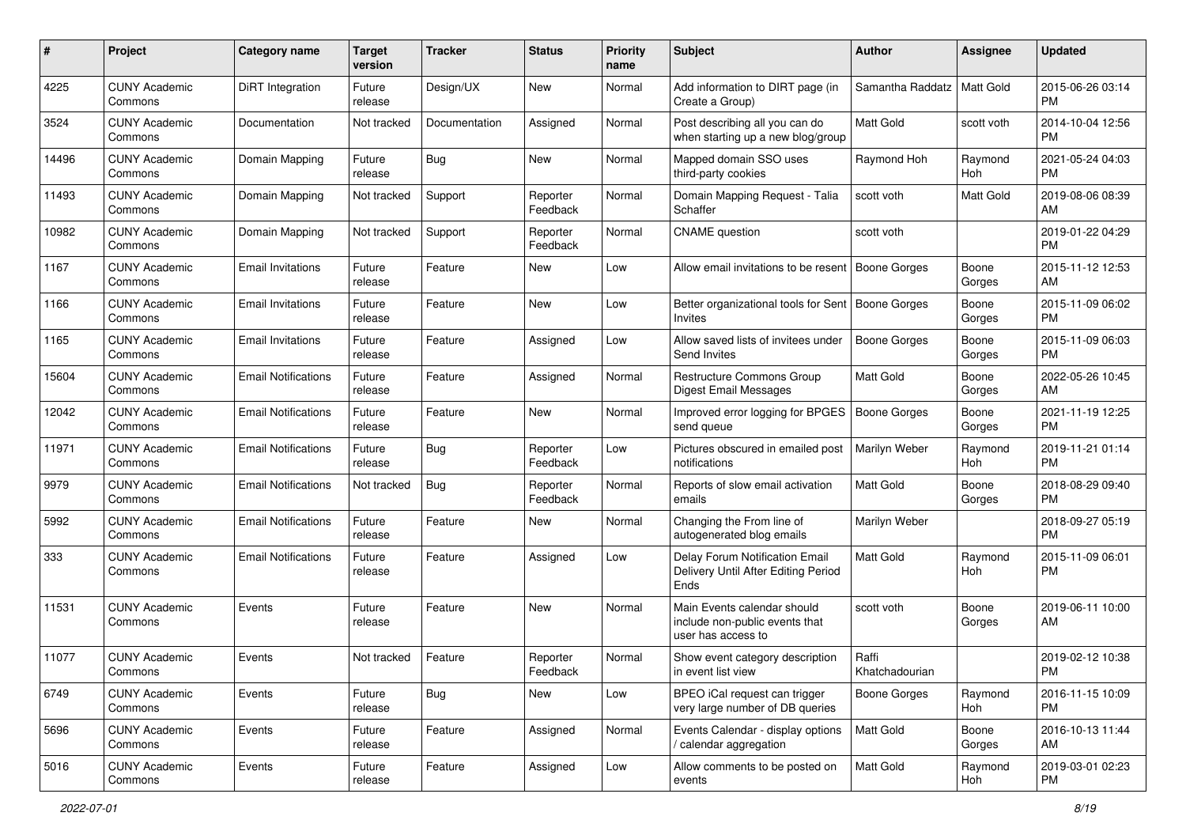| # | Project | Category name | Target version | Tracker | Status | Priority name | Subject | Author | Assignee | Updated |
|---|---|---|---|---|---|---|---|---|---|---|
| 4225 | CUNY Academic Commons | DiRT Integration | Future release | Design/UX | New | Normal | Add information to DIRT page (in Create a Group) | Samantha Raddatz | Matt Gold | 2015-06-26 03:14 PM |
| 3524 | CUNY Academic Commons | Documentation | Not tracked | Documentation | Assigned | Normal | Post describing all you can do when starting up a new blog/group | Matt Gold | scott voth | 2014-10-04 12:56 PM |
| 14496 | CUNY Academic Commons | Domain Mapping | Future release | Bug | New | Normal | Mapped domain SSO uses third-party cookies | Raymond Hoh | Raymond Hoh | 2021-05-24 04:03 PM |
| 11493 | CUNY Academic Commons | Domain Mapping | Not tracked | Support | Reporter Feedback | Normal | Domain Mapping Request - Talia Schaffer | scott voth | Matt Gold | 2019-08-06 08:39 AM |
| 10982 | CUNY Academic Commons | Domain Mapping | Not tracked | Support | Reporter Feedback | Normal | CNAME question | scott voth | | 2019-01-22 04:29 PM |
| 1167 | CUNY Academic Commons | Email Invitations | Future release | Feature | New | Low | Allow email invitations to be resent | Boone Gorges | Boone Gorges | 2015-11-12 12:53 AM |
| 1166 | CUNY Academic Commons | Email Invitations | Future release | Feature | New | Low | Better organizational tools for Sent Invites | Boone Gorges | Boone Gorges | 2015-11-09 06:02 PM |
| 1165 | CUNY Academic Commons | Email Invitations | Future release | Feature | Assigned | Low | Allow saved lists of invitees under Send Invites | Boone Gorges | Boone Gorges | 2015-11-09 06:03 PM |
| 15604 | CUNY Academic Commons | Email Notifications | Future release | Feature | Assigned | Normal | Restructure Commons Group Digest Email Messages | Matt Gold | Boone Gorges | 2022-05-26 10:45 AM |
| 12042 | CUNY Academic Commons | Email Notifications | Future release | Feature | New | Normal | Improved error logging for BPGES send queue | Boone Gorges | Boone Gorges | 2021-11-19 12:25 PM |
| 11971 | CUNY Academic Commons | Email Notifications | Future release | Bug | Reporter Feedback | Low | Pictures obscured in emailed post notifications | Marilyn Weber | Raymond Hoh | 2019-11-21 01:14 PM |
| 9979 | CUNY Academic Commons | Email Notifications | Not tracked | Bug | Reporter Feedback | Normal | Reports of slow email activation emails | Matt Gold | Boone Gorges | 2018-08-29 09:40 PM |
| 5992 | CUNY Academic Commons | Email Notifications | Future release | Feature | New | Normal | Changing the From line of autogenerated blog emails | Marilyn Weber | | 2018-09-27 05:19 PM |
| 333 | CUNY Academic Commons | Email Notifications | Future release | Feature | Assigned | Low | Delay Forum Notification Email Delivery Until After Editing Period Ends | Matt Gold | Raymond Hoh | 2015-11-09 06:01 PM |
| 11531 | CUNY Academic Commons | Events | Future release | Feature | New | Normal | Main Events calendar should include non-public events that user has access to | scott voth | Boone Gorges | 2019-06-11 10:00 AM |
| 11077 | CUNY Academic Commons | Events | Not tracked | Feature | Reporter Feedback | Normal | Show event category description in event list view | Raffi Khatchadourian | | 2019-02-12 10:38 PM |
| 6749 | CUNY Academic Commons | Events | Future release | Bug | New | Low | BPEO iCal request can trigger very large number of DB queries | Boone Gorges | Raymond Hoh | 2016-11-15 10:09 PM |
| 5696 | CUNY Academic Commons | Events | Future release | Feature | Assigned | Normal | Events Calendar - display options / calendar aggregation | Matt Gold | Boone Gorges | 2016-10-13 11:44 AM |
| 5016 | CUNY Academic Commons | Events | Future release | Feature | Assigned | Low | Allow comments to be posted on events | Matt Gold | Raymond Hoh | 2019-03-01 02:23 PM |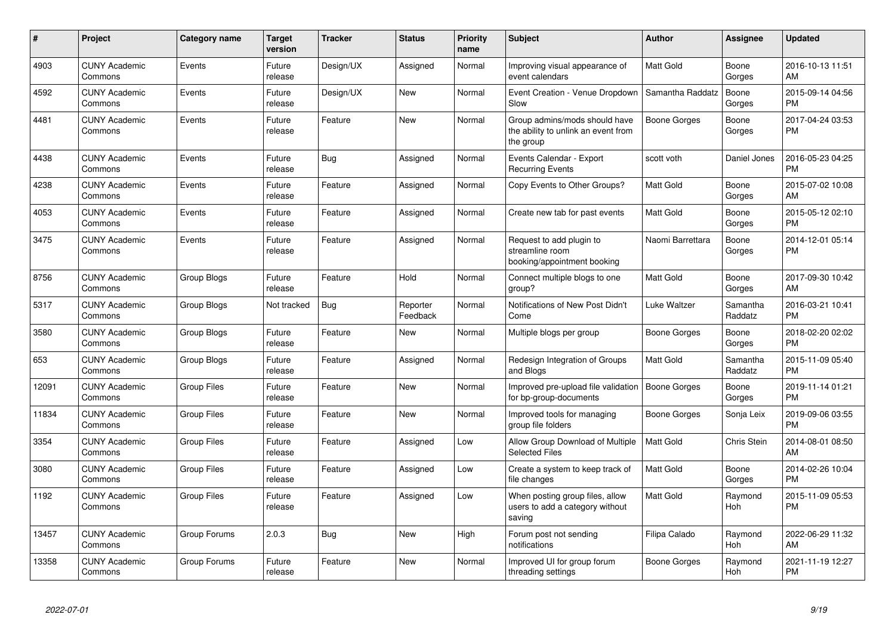| # | Project | Category name | Target version | Tracker | Status | Priority name | Subject | Author | Assignee | Updated |
|---|---|---|---|---|---|---|---|---|---|---|
| 4903 | CUNY Academic Commons | Events | Future release | Design/UX | Assigned | Normal | Improving visual appearance of event calendars | Matt Gold | Boone Gorges | 2016-10-13 11:51 AM |
| 4592 | CUNY Academic Commons | Events | Future release | Design/UX | New | Normal | Event Creation - Venue Dropdown Slow | Samantha Raddatz | Boone Gorges | 2015-09-14 04:56 PM |
| 4481 | CUNY Academic Commons | Events | Future release | Feature | New | Normal | Group admins/mods should have the ability to unlink an event from the group | Boone Gorges | Boone Gorges | 2017-04-24 03:53 PM |
| 4438 | CUNY Academic Commons | Events | Future release | Bug | Assigned | Normal | Events Calendar - Export Recurring Events | scott voth | Daniel Jones | 2016-05-23 04:25 PM |
| 4238 | CUNY Academic Commons | Events | Future release | Feature | Assigned | Normal | Copy Events to Other Groups? | Matt Gold | Boone Gorges | 2015-07-02 10:08 AM |
| 4053 | CUNY Academic Commons | Events | Future release | Feature | Assigned | Normal | Create new tab for past events | Matt Gold | Boone Gorges | 2015-05-12 02:10 PM |
| 3475 | CUNY Academic Commons | Events | Future release | Feature | Assigned | Normal | Request to add plugin to streamline room booking/appointment booking | Naomi Barrettara | Boone Gorges | 2014-12-01 05:14 PM |
| 8756 | CUNY Academic Commons | Group Blogs | Future release | Feature | Hold | Normal | Connect multiple blogs to one group? | Matt Gold | Boone Gorges | 2017-09-30 10:42 AM |
| 5317 | CUNY Academic Commons | Group Blogs | Not tracked | Bug | Reporter Feedback | Normal | Notifications of New Post Didn't Come | Luke Waltzer | Samantha Raddatz | 2016-03-21 10:41 PM |
| 3580 | CUNY Academic Commons | Group Blogs | Future release | Feature | New | Normal | Multiple blogs per group | Boone Gorges | Boone Gorges | 2018-02-20 02:02 PM |
| 653 | CUNY Academic Commons | Group Blogs | Future release | Feature | Assigned | Normal | Redesign Integration of Groups and Blogs | Matt Gold | Samantha Raddatz | 2015-11-09 05:40 PM |
| 12091 | CUNY Academic Commons | Group Files | Future release | Feature | New | Normal | Improved pre-upload file validation for bp-group-documents | Boone Gorges | Boone Gorges | 2019-11-14 01:21 PM |
| 11834 | CUNY Academic Commons | Group Files | Future release | Feature | New | Normal | Improved tools for managing group file folders | Boone Gorges | Sonja Leix | 2019-09-06 03:55 PM |
| 3354 | CUNY Academic Commons | Group Files | Future release | Feature | Assigned | Low | Allow Group Download of Multiple Selected Files | Matt Gold | Chris Stein | 2014-08-01 08:50 AM |
| 3080 | CUNY Academic Commons | Group Files | Future release | Feature | Assigned | Low | Create a system to keep track of file changes | Matt Gold | Boone Gorges | 2014-02-26 10:04 PM |
| 1192 | CUNY Academic Commons | Group Files | Future release | Feature | Assigned | Low | When posting group files, allow users to add a category without saving | Matt Gold | Raymond Hoh | 2015-11-09 05:53 PM |
| 13457 | CUNY Academic Commons | Group Forums | 2.0.3 | Bug | New | High | Forum post not sending notifications | Filipa Calado | Raymond Hoh | 2022-06-29 11:32 AM |
| 13358 | CUNY Academic Commons | Group Forums | Future release | Feature | New | Normal | Improved UI for group forum threading settings | Boone Gorges | Raymond Hoh | 2021-11-19 12:27 PM |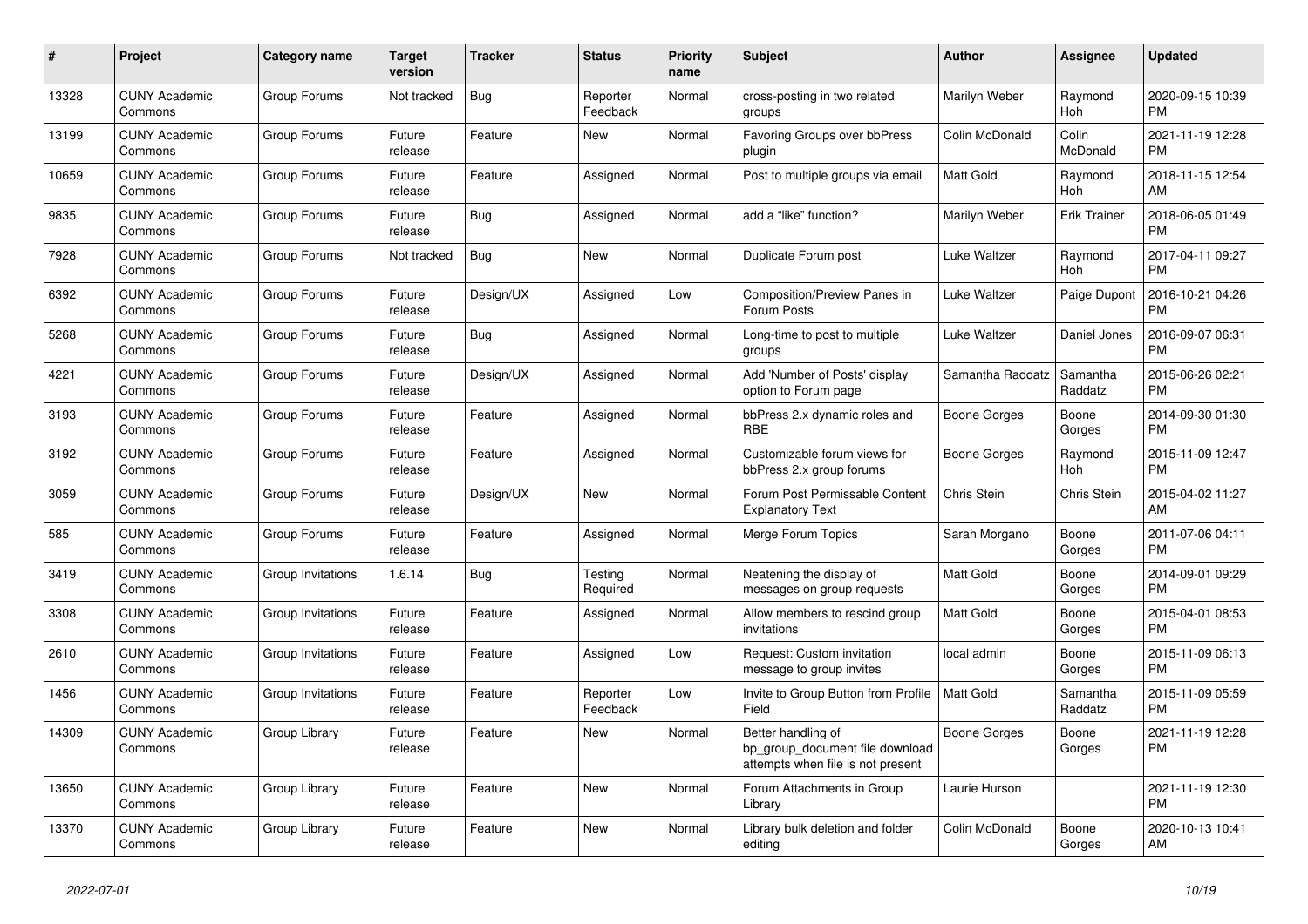| # | Project | Category name | Target version | Tracker | Status | Priority name | Subject | Author | Assignee | Updated |
|---|---|---|---|---|---|---|---|---|---|---|
| 13328 | CUNY Academic Commons | Group Forums | Not tracked | Bug | Reporter Feedback | Normal | cross-posting in two related groups | Marilyn Weber | Raymond Hoh | 2020-09-15 10:39 PM |
| 13199 | CUNY Academic Commons | Group Forums | Future release | Feature | New | Normal | Favoring Groups over bbPress plugin | Colin McDonald | Colin McDonald | 2021-11-19 12:28 PM |
| 10659 | CUNY Academic Commons | Group Forums | Future release | Feature | Assigned | Normal | Post to multiple groups via email | Matt Gold | Raymond Hoh | 2018-11-15 12:54 AM |
| 9835 | CUNY Academic Commons | Group Forums | Future release | Bug | Assigned | Normal | add a "like" function? | Marilyn Weber | Erik Trainer | 2018-06-05 01:49 PM |
| 7928 | CUNY Academic Commons | Group Forums | Not tracked | Bug | New | Normal | Duplicate Forum post | Luke Waltzer | Raymond Hoh | 2017-04-11 09:27 PM |
| 6392 | CUNY Academic Commons | Group Forums | Future release | Design/UX | Assigned | Low | Composition/Preview Panes in Forum Posts | Luke Waltzer | Paige Dupont | 2016-10-21 04:26 PM |
| 5268 | CUNY Academic Commons | Group Forums | Future release | Bug | Assigned | Normal | Long-time to post to multiple groups | Luke Waltzer | Daniel Jones | 2016-09-07 06:31 PM |
| 4221 | CUNY Academic Commons | Group Forums | Future release | Design/UX | Assigned | Normal | Add 'Number of Posts' display option to Forum page | Samantha Raddatz | Samantha Raddatz | 2015-06-26 02:21 PM |
| 3193 | CUNY Academic Commons | Group Forums | Future release | Feature | Assigned | Normal | bbPress 2.x dynamic roles and RBE | Boone Gorges | Boone Gorges | 2014-09-30 01:30 PM |
| 3192 | CUNY Academic Commons | Group Forums | Future release | Feature | Assigned | Normal | Customizable forum views for bbPress 2.x group forums | Boone Gorges | Raymond Hoh | 2015-11-09 12:47 PM |
| 3059 | CUNY Academic Commons | Group Forums | Future release | Design/UX | New | Normal | Forum Post Permissable Content Explanatory Text | Chris Stein | Chris Stein | 2015-04-02 11:27 AM |
| 585 | CUNY Academic Commons | Group Forums | Future release | Feature | Assigned | Normal | Merge Forum Topics | Sarah Morgano | Boone Gorges | 2011-07-06 04:11 PM |
| 3419 | CUNY Academic Commons | Group Invitations | 1.6.14 | Bug | Testing Required | Normal | Neatening the display of messages on group requests | Matt Gold | Boone Gorges | 2014-09-01 09:29 PM |
| 3308 | CUNY Academic Commons | Group Invitations | Future release | Feature | Assigned | Normal | Allow members to rescind group invitations | Matt Gold | Boone Gorges | 2015-04-01 08:53 PM |
| 2610 | CUNY Academic Commons | Group Invitations | Future release | Feature | Assigned | Low | Request: Custom invitation message to group invites | local admin | Boone Gorges | 2015-11-09 06:13 PM |
| 1456 | CUNY Academic Commons | Group Invitations | Future release | Feature | Reporter Feedback | Low | Invite to Group Button from Profile Field | Matt Gold | Samantha Raddatz | 2015-11-09 05:59 PM |
| 14309 | CUNY Academic Commons | Group Library | Future release | Feature | New | Normal | Better handling of bp_group_document file download attempts when file is not present | Boone Gorges | Boone Gorges | 2021-11-19 12:28 PM |
| 13650 | CUNY Academic Commons | Group Library | Future release | Feature | New | Normal | Forum Attachments in Group Library | Laurie Hurson | | 2021-11-19 12:30 PM |
| 13370 | CUNY Academic Commons | Group Library | Future release | Feature | New | Normal | Library bulk deletion and folder editing | Colin McDonald | Boone Gorges | 2020-10-13 10:41 AM |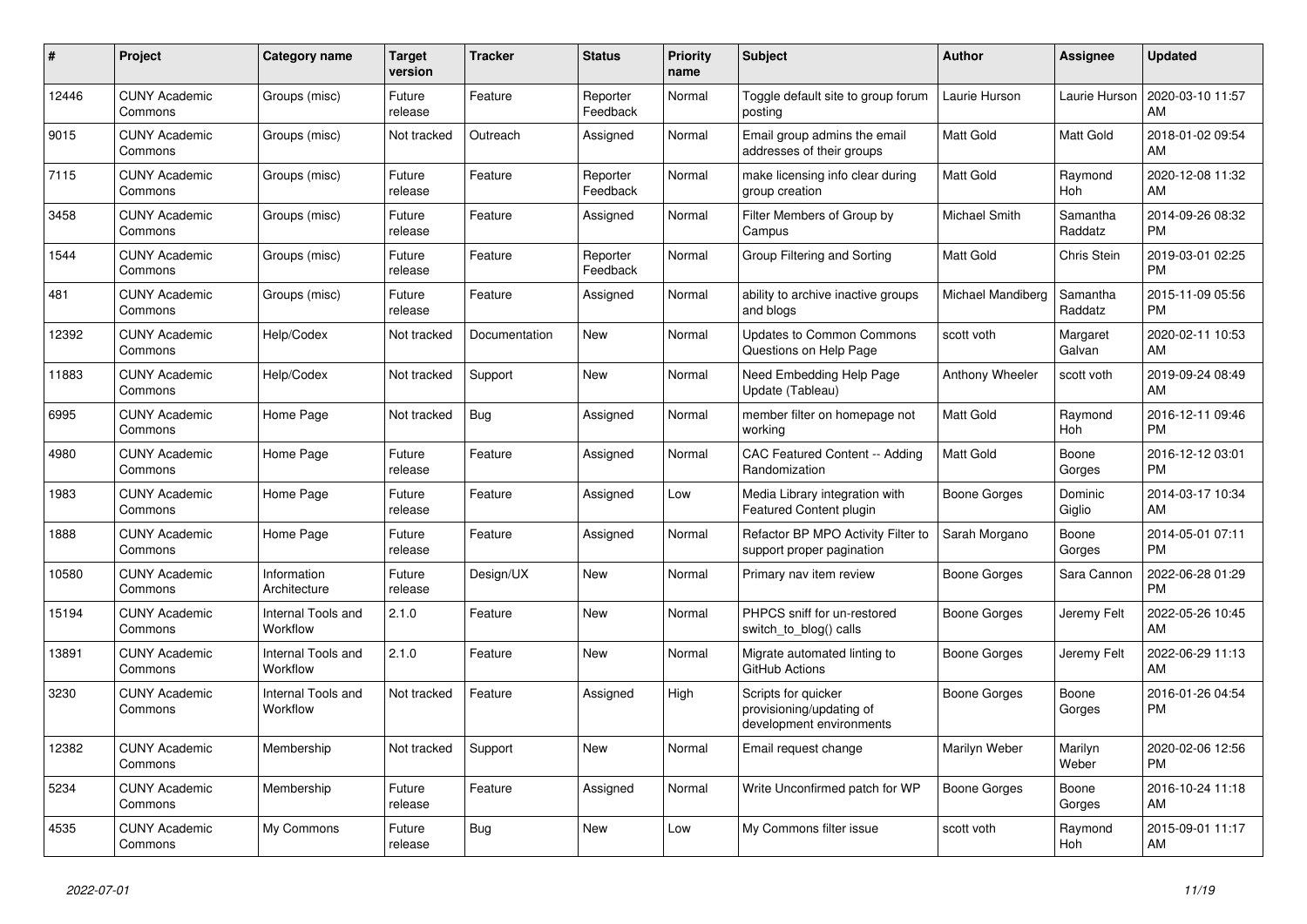| # | Project | Category name | Target version | Tracker | Status | Priority name | Subject | Author | Assignee | Updated |
|---|---|---|---|---|---|---|---|---|---|---|
| 12446 | CUNY Academic Commons | Groups (misc) | Future release | Feature | Reporter Feedback | Normal | Toggle default site to group forum posting | Laurie Hurson | Laurie Hurson | 2020-03-10 11:57 AM |
| 9015 | CUNY Academic Commons | Groups (misc) | Not tracked | Outreach | Assigned | Normal | Email group admins the email addresses of their groups | Matt Gold | Matt Gold | 2018-01-02 09:54 AM |
| 7115 | CUNY Academic Commons | Groups (misc) | Future release | Feature | Reporter Feedback | Normal | make licensing info clear during group creation | Matt Gold | Raymond Hoh | 2020-12-08 11:32 AM |
| 3458 | CUNY Academic Commons | Groups (misc) | Future release | Feature | Assigned | Normal | Filter Members of Group by Campus | Michael Smith | Samantha Raddatz | 2014-09-26 08:32 PM |
| 1544 | CUNY Academic Commons | Groups (misc) | Future release | Feature | Reporter Feedback | Normal | Group Filtering and Sorting | Matt Gold | Chris Stein | 2019-03-01 02:25 PM |
| 481 | CUNY Academic Commons | Groups (misc) | Future release | Feature | Assigned | Normal | ability to archive inactive groups and blogs | Michael Mandiberg | Samantha Raddatz | 2015-11-09 05:56 PM |
| 12392 | CUNY Academic Commons | Help/Codex | Not tracked | Documentation | New | Normal | Updates to Common Commons Questions on Help Page | scott voth | Margaret Galvan | 2020-02-11 10:53 AM |
| 11883 | CUNY Academic Commons | Help/Codex | Not tracked | Support | New | Normal | Need Embedding Help Page Update (Tableau) | Anthony Wheeler | scott voth | 2019-09-24 08:49 AM |
| 6995 | CUNY Academic Commons | Home Page | Not tracked | Bug | Assigned | Normal | member filter on homepage not working | Matt Gold | Raymond Hoh | 2016-12-11 09:46 PM |
| 4980 | CUNY Academic Commons | Home Page | Future release | Feature | Assigned | Normal | CAC Featured Content -- Adding Randomization | Matt Gold | Boone Gorges | 2016-12-12 03:01 PM |
| 1983 | CUNY Academic Commons | Home Page | Future release | Feature | Assigned | Low | Media Library integration with Featured Content plugin | Boone Gorges | Dominic Giglio | 2014-03-17 10:34 AM |
| 1888 | CUNY Academic Commons | Home Page | Future release | Feature | Assigned | Normal | Refactor BP MPO Activity Filter to support proper pagination | Sarah Morgano | Boone Gorges | 2014-05-01 07:11 PM |
| 10580 | CUNY Academic Commons | Information Architecture | Future release | Design/UX | New | Normal | Primary nav item review | Boone Gorges | Sara Cannon | 2022-06-28 01:29 PM |
| 15194 | CUNY Academic Commons | Internal Tools and Workflow | 2.1.0 | Feature | New | Normal | PHPCS sniff for un-restored switch_to_blog() calls | Boone Gorges | Jeremy Felt | 2022-05-26 10:45 AM |
| 13891 | CUNY Academic Commons | Internal Tools and Workflow | 2.1.0 | Feature | New | Normal | Migrate automated linting to GitHub Actions | Boone Gorges | Jeremy Felt | 2022-06-29 11:13 AM |
| 3230 | CUNY Academic Commons | Internal Tools and Workflow | Not tracked | Feature | Assigned | High | Scripts for quicker provisioning/updating of development environments | Boone Gorges | Boone Gorges | 2016-01-26 04:54 PM |
| 12382 | CUNY Academic Commons | Membership | Not tracked | Support | New | Normal | Email request change | Marilyn Weber | Marilyn Weber | 2020-02-06 12:56 PM |
| 5234 | CUNY Academic Commons | Membership | Future release | Feature | Assigned | Normal | Write Unconfirmed patch for WP | Boone Gorges | Boone Gorges | 2016-10-24 11:18 AM |
| 4535 | CUNY Academic Commons | My Commons | Future release | Bug | New | Low | My Commons filter issue | scott voth | Raymond Hoh | 2015-09-01 11:17 AM |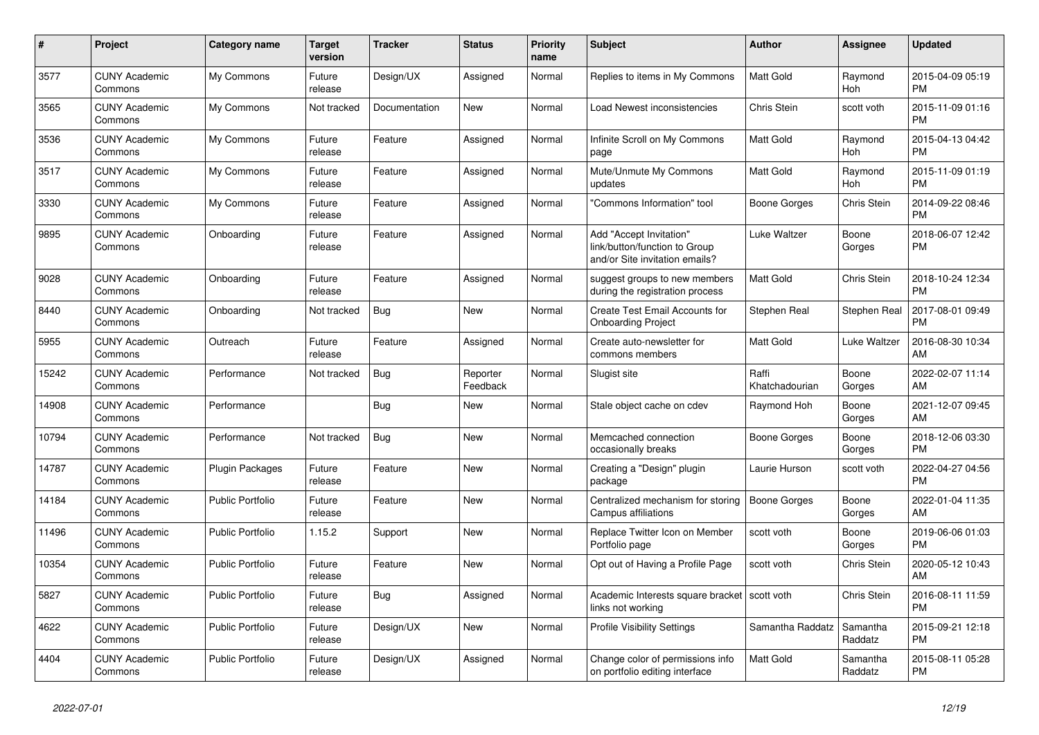| # | Project | Category name | Target version | Tracker | Status | Priority name | Subject | Author | Assignee | Updated |
|---|---|---|---|---|---|---|---|---|---|---|
| 3577 | CUNY Academic Commons | My Commons | Future release | Design/UX | Assigned | Normal | Replies to items in My Commons | Matt Gold | Raymond Hoh | 2015-04-09 05:19 PM |
| 3565 | CUNY Academic Commons | My Commons | Not tracked | Documentation | New | Normal | Load Newest inconsistencies | Chris Stein | scott voth | 2015-11-09 01:16 PM |
| 3536 | CUNY Academic Commons | My Commons | Future release | Feature | Assigned | Normal | Infinite Scroll on My Commons page | Matt Gold | Raymond Hoh | 2015-04-13 04:42 PM |
| 3517 | CUNY Academic Commons | My Commons | Future release | Feature | Assigned | Normal | Mute/Unmute My Commons updates | Matt Gold | Raymond Hoh | 2015-11-09 01:19 PM |
| 3330 | CUNY Academic Commons | My Commons | Future release | Feature | Assigned | Normal | "Commons Information" tool | Boone Gorges | Chris Stein | 2014-09-22 08:46 PM |
| 9895 | CUNY Academic Commons | Onboarding | Future release | Feature | Assigned | Normal | Add "Accept Invitation" link/button/function to Group and/or Site invitation emails? | Luke Waltzer | Boone Gorges | 2018-06-07 12:42 PM |
| 9028 | CUNY Academic Commons | Onboarding | Future release | Feature | Assigned | Normal | suggest groups to new members during the registration process | Matt Gold | Chris Stein | 2018-10-24 12:34 PM |
| 8440 | CUNY Academic Commons | Onboarding | Not tracked | Bug | New | Normal | Create Test Email Accounts for Onboarding Project | Stephen Real | Stephen Real | 2017-08-01 09:49 PM |
| 5955 | CUNY Academic Commons | Outreach | Future release | Feature | Assigned | Normal | Create auto-newsletter for commons members | Matt Gold | Luke Waltzer | 2016-08-30 10:34 AM |
| 15242 | CUNY Academic Commons | Performance | Not tracked | Bug | Reporter Feedback | Normal | Slugist site | Raffi Khatchadourian | Boone Gorges | 2022-02-07 11:14 AM |
| 14908 | CUNY Academic Commons | Performance | | Bug | New | Normal | Stale object cache on cdev | Raymond Hoh | Boone Gorges | 2021-12-07 09:45 AM |
| 10794 | CUNY Academic Commons | Performance | Not tracked | Bug | New | Normal | Memcached connection occasionally breaks | Boone Gorges | Boone Gorges | 2018-12-06 03:30 PM |
| 14787 | CUNY Academic Commons | Plugin Packages | Future release | Feature | New | Normal | Creating a "Design" plugin package | Laurie Hurson | scott voth | 2022-04-27 04:56 PM |
| 14184 | CUNY Academic Commons | Public Portfolio | Future release | Feature | New | Normal | Centralized mechanism for storing Campus affiliations | Boone Gorges | Boone Gorges | 2022-01-04 11:35 AM |
| 11496 | CUNY Academic Commons | Public Portfolio | 1.15.2 | Support | New | Normal | Replace Twitter Icon on Member Portfolio page | scott voth | Boone Gorges | 2019-06-06 01:03 PM |
| 10354 | CUNY Academic Commons | Public Portfolio | Future release | Feature | New | Normal | Opt out of Having a Profile Page | scott voth | Chris Stein | 2020-05-12 10:43 AM |
| 5827 | CUNY Academic Commons | Public Portfolio | Future release | Bug | Assigned | Normal | Academic Interests square bracket links not working | scott voth | Chris Stein | 2016-08-11 11:59 PM |
| 4622 | CUNY Academic Commons | Public Portfolio | Future release | Design/UX | New | Normal | Profile Visibility Settings | Samantha Raddatz | Samantha Raddatz | 2015-09-21 12:18 PM |
| 4404 | CUNY Academic Commons | Public Portfolio | Future release | Design/UX | Assigned | Normal | Change color of permissions info on portfolio editing interface | Matt Gold | Samantha Raddatz | 2015-08-11 05:28 PM |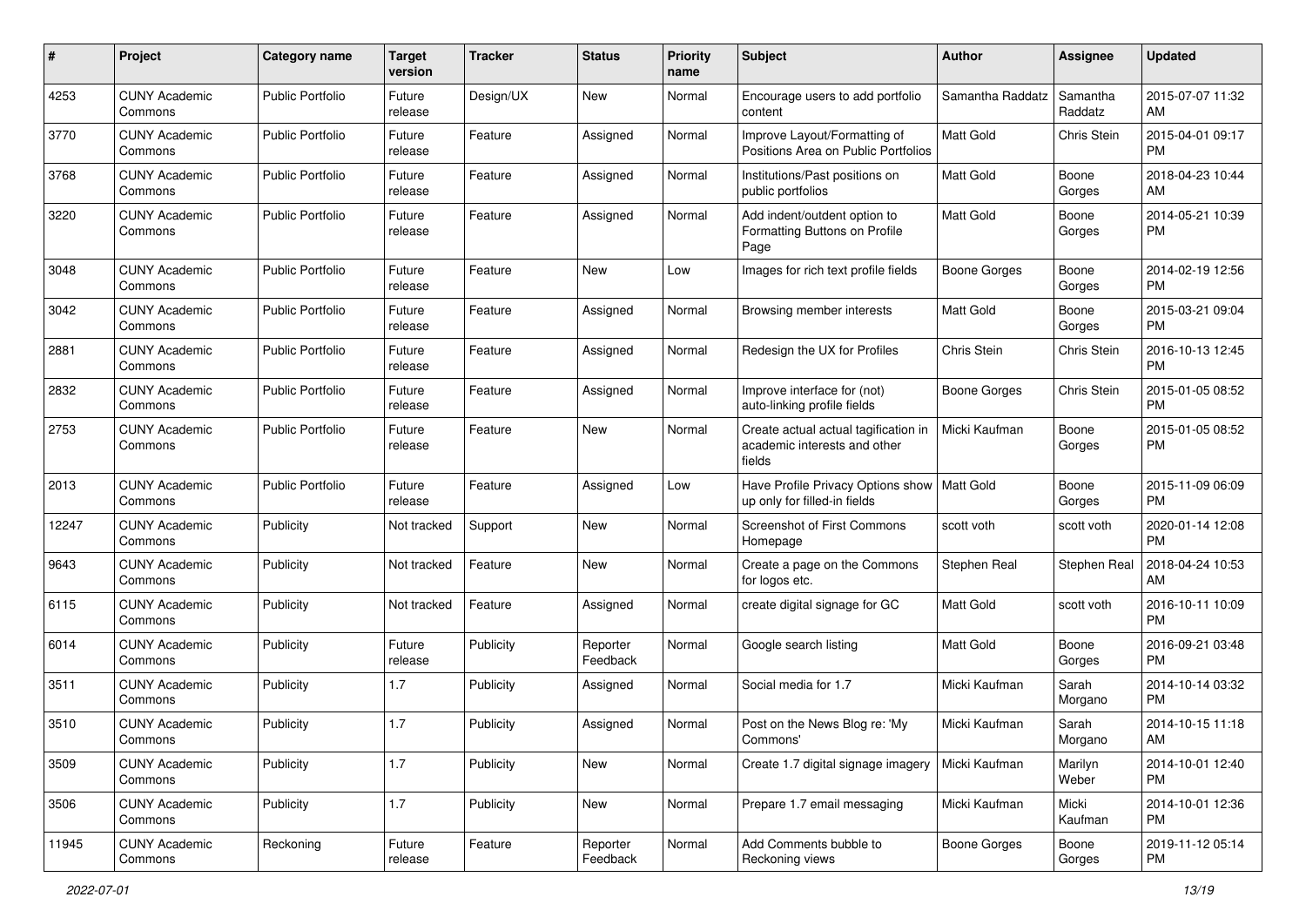| # | Project | Category name | Target version | Tracker | Status | Priority name | Subject | Author | Assignee | Updated |
|---|---|---|---|---|---|---|---|---|---|---|
| 4253 | CUNY Academic Commons | Public Portfolio | Future release | Design/UX | New | Normal | Encourage users to add portfolio content | Samantha Raddatz | Samantha Raddatz | 2015-07-07 11:32 AM |
| 3770 | CUNY Academic Commons | Public Portfolio | Future release | Feature | Assigned | Normal | Improve Layout/Formatting of Positions Area on Public Portfolios | Matt Gold | Chris Stein | 2015-04-01 09:17 PM |
| 3768 | CUNY Academic Commons | Public Portfolio | Future release | Feature | Assigned | Normal | Institutions/Past positions on public portfolios | Matt Gold | Boone Gorges | 2018-04-23 10:44 AM |
| 3220 | CUNY Academic Commons | Public Portfolio | Future release | Feature | Assigned | Normal | Add indent/outdent option to Formatting Buttons on Profile Page | Matt Gold | Boone Gorges | 2014-05-21 10:39 PM |
| 3048 | CUNY Academic Commons | Public Portfolio | Future release | Feature | New | Low | Images for rich text profile fields | Boone Gorges | Boone Gorges | 2014-02-19 12:56 PM |
| 3042 | CUNY Academic Commons | Public Portfolio | Future release | Feature | Assigned | Normal | Browsing member interests | Matt Gold | Boone Gorges | 2015-03-21 09:04 PM |
| 2881 | CUNY Academic Commons | Public Portfolio | Future release | Feature | Assigned | Normal | Redesign the UX for Profiles | Chris Stein | Chris Stein | 2016-10-13 12:45 PM |
| 2832 | CUNY Academic Commons | Public Portfolio | Future release | Feature | Assigned | Normal | Improve interface for (not) auto-linking profile fields | Boone Gorges | Chris Stein | 2015-01-05 08:52 PM |
| 2753 | CUNY Academic Commons | Public Portfolio | Future release | Feature | New | Normal | Create actual actual tagification in academic interests and other fields | Micki Kaufman | Boone Gorges | 2015-01-05 08:52 PM |
| 2013 | CUNY Academic Commons | Public Portfolio | Future release | Feature | Assigned | Low | Have Profile Privacy Options show up only for filled-in fields | Matt Gold | Boone Gorges | 2015-11-09 06:09 PM |
| 12247 | CUNY Academic Commons | Publicity | Not tracked | Support | New | Normal | Screenshot of First Commons Homepage | scott voth | scott voth | 2020-01-14 12:08 PM |
| 9643 | CUNY Academic Commons | Publicity | Not tracked | Feature | New | Normal | Create a page on the Commons for logos etc. | Stephen Real | Stephen Real | 2018-04-24 10:53 AM |
| 6115 | CUNY Academic Commons | Publicity | Not tracked | Feature | Assigned | Normal | create digital signage for GC | Matt Gold | scott voth | 2016-10-11 10:09 PM |
| 6014 | CUNY Academic Commons | Publicity | Future release | Publicity | Reporter Feedback | Normal | Google search listing | Matt Gold | Boone Gorges | 2016-09-21 03:48 PM |
| 3511 | CUNY Academic Commons | Publicity | 1.7 | Publicity | Assigned | Normal | Social media for 1.7 | Micki Kaufman | Sarah Morgano | 2014-10-14 03:32 PM |
| 3510 | CUNY Academic Commons | Publicity | 1.7 | Publicity | Assigned | Normal | Post on the News Blog re: 'My Commons' | Micki Kaufman | Sarah Morgano | 2014-10-15 11:18 AM |
| 3509 | CUNY Academic Commons | Publicity | 1.7 | Publicity | New | Normal | Create 1.7 digital signage imagery | Micki Kaufman | Marilyn Weber | 2014-10-01 12:40 PM |
| 3506 | CUNY Academic Commons | Publicity | 1.7 | Publicity | New | Normal | Prepare 1.7 email messaging | Micki Kaufman | Micki Kaufman | 2014-10-01 12:36 PM |
| 11945 | CUNY Academic Commons | Reckoning | Future release | Feature | Reporter Feedback | Normal | Add Comments bubble to Reckoning views | Boone Gorges | Boone Gorges | 2019-11-12 05:14 PM |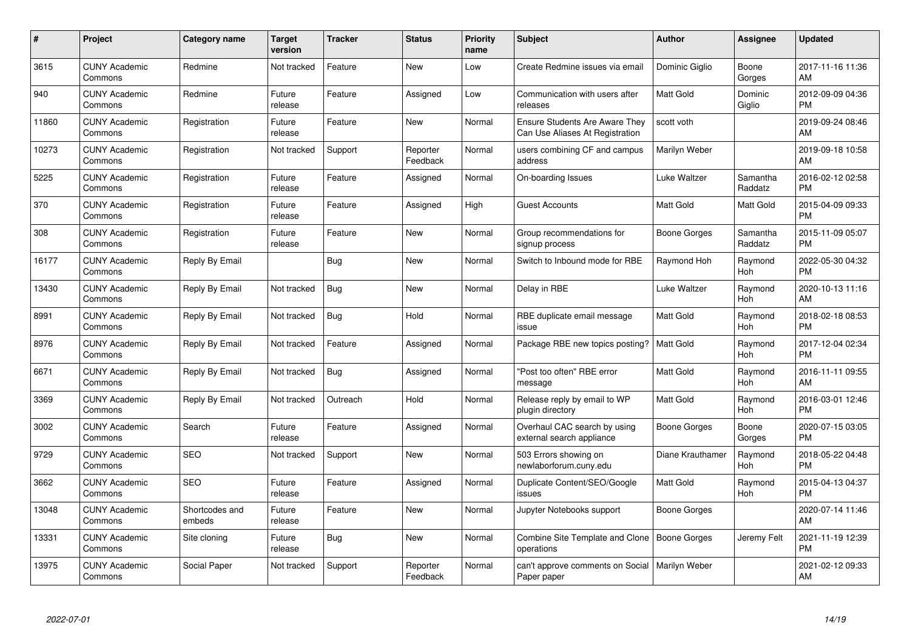| # | Project | Category name | Target version | Tracker | Status | Priority name | Subject | Author | Assignee | Updated |
|---|---|---|---|---|---|---|---|---|---|---|
| 3615 | CUNY Academic Commons | Redmine | Not tracked | Feature | New | Low | Create Redmine issues via email | Dominic Giglio | Boone Gorges | 2017-11-16 11:36 AM |
| 940 | CUNY Academic Commons | Redmine | Future release | Feature | Assigned | Low | Communication with users after releases | Matt Gold | Dominic Giglio | 2012-09-09 04:36 PM |
| 11860 | CUNY Academic Commons | Registration | Future release | Feature | New | Normal | Ensure Students Are Aware They Can Use Aliases At Registration | scott voth | | 2019-09-24 08:46 AM |
| 10273 | CUNY Academic Commons | Registration | Not tracked | Support | Reporter Feedback | Normal | users combining CF and campus address | Marilyn Weber | | 2019-09-18 10:58 AM |
| 5225 | CUNY Academic Commons | Registration | Future release | Feature | Assigned | Normal | On-boarding Issues | Luke Waltzer | Samantha Raddatz | 2016-02-12 02:58 PM |
| 370 | CUNY Academic Commons | Registration | Future release | Feature | Assigned | High | Guest Accounts | Matt Gold | Matt Gold | 2015-04-09 09:33 PM |
| 308 | CUNY Academic Commons | Registration | Future release | Feature | New | Normal | Group recommendations for signup process | Boone Gorges | Samantha Raddatz | 2015-11-09 05:07 PM |
| 16177 | CUNY Academic Commons | Reply By Email | | Bug | New | Normal | Switch to Inbound mode for RBE | Raymond Hoh | Raymond Hoh | 2022-05-30 04:32 PM |
| 13430 | CUNY Academic Commons | Reply By Email | Not tracked | Bug | New | Normal | Delay in RBE | Luke Waltzer | Raymond Hoh | 2020-10-13 11:16 AM |
| 8991 | CUNY Academic Commons | Reply By Email | Not tracked | Bug | Hold | Normal | RBE duplicate email message issue | Matt Gold | Raymond Hoh | 2018-02-18 08:53 PM |
| 8976 | CUNY Academic Commons | Reply By Email | Not tracked | Feature | Assigned | Normal | Package RBE new topics posting? | Matt Gold | Raymond Hoh | 2017-12-04 02:34 PM |
| 6671 | CUNY Academic Commons | Reply By Email | Not tracked | Bug | Assigned | Normal | "Post too often" RBE error message | Matt Gold | Raymond Hoh | 2016-11-11 09:55 AM |
| 3369 | CUNY Academic Commons | Reply By Email | Not tracked | Outreach | Hold | Normal | Release reply by email to WP plugin directory | Matt Gold | Raymond Hoh | 2016-03-01 12:46 PM |
| 3002 | CUNY Academic Commons | Search | Future release | Feature | Assigned | Normal | Overhaul CAC search by using external search appliance | Boone Gorges | Boone Gorges | 2020-07-15 03:05 PM |
| 9729 | CUNY Academic Commons | SEO | Not tracked | Support | New | Normal | 503 Errors showing on newlaborforum.cuny.edu | Diane Krauthamer | Raymond Hoh | 2018-05-22 04:48 PM |
| 3662 | CUNY Academic Commons | SEO | Future release | Feature | Assigned | Normal | Duplicate Content/SEO/Google issues | Matt Gold | Raymond Hoh | 2015-04-13 04:37 PM |
| 13048 | CUNY Academic Commons | Shortcodes and embeds | Future release | Feature | New | Normal | Jupyter Notebooks support | Boone Gorges | | 2020-07-14 11:46 AM |
| 13331 | CUNY Academic Commons | Site cloning | Future release | Bug | New | Normal | Combine Site Template and Clone operations | Boone Gorges | Jeremy Felt | 2021-11-19 12:39 PM |
| 13975 | CUNY Academic Commons | Social Paper | Not tracked | Support | Reporter Feedback | Normal | can't approve comments on Social Paper paper | Marilyn Weber | | 2021-02-12 09:33 AM |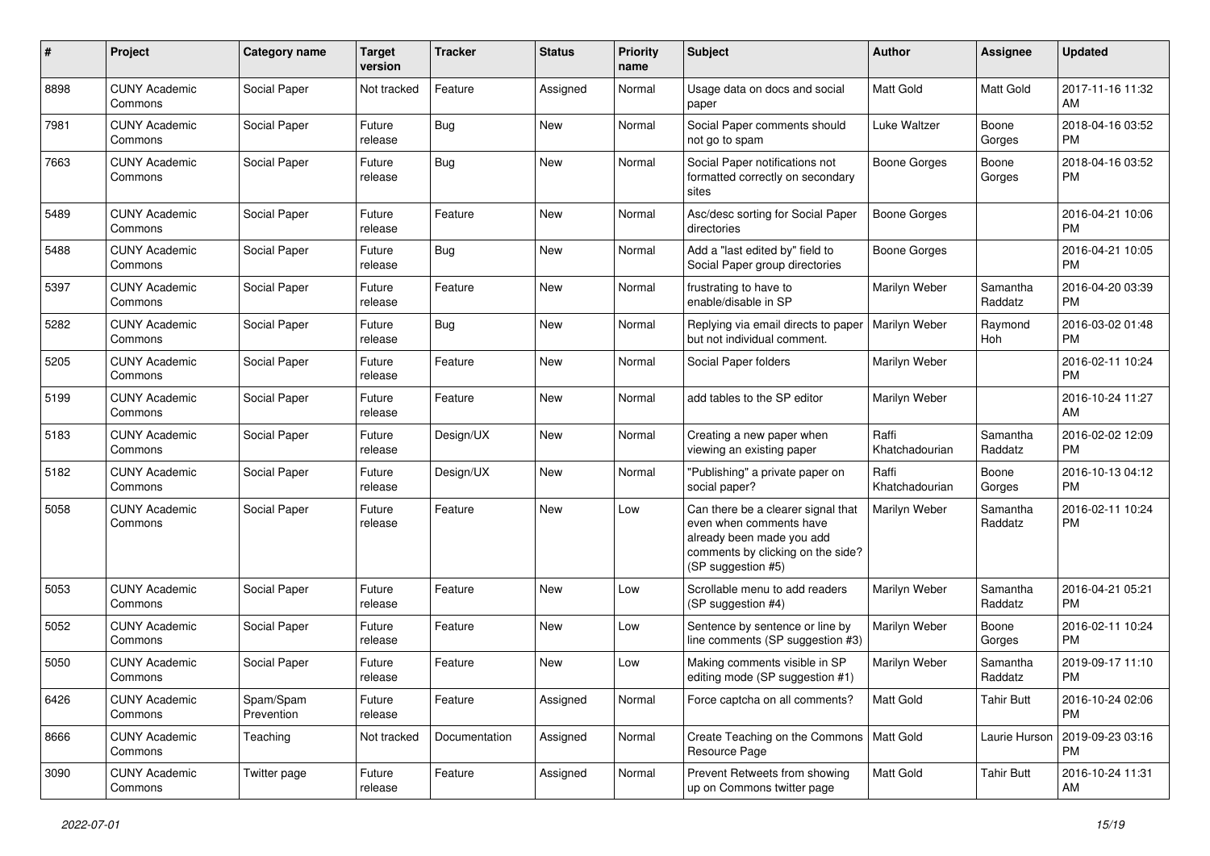| # | Project | Category name | Target version | Tracker | Status | Priority name | Subject | Author | Assignee | Updated |
|---|---|---|---|---|---|---|---|---|---|---|
| 8898 | CUNY Academic Commons | Social Paper | Not tracked | Feature | Assigned | Normal | Usage data on docs and social paper | Matt Gold | Matt Gold | 2017-11-16 11:32 AM |
| 7981 | CUNY Academic Commons | Social Paper | Future release | Bug | New | Normal | Social Paper comments should not go to spam | Luke Waltzer | Boone Gorges | 2018-04-16 03:52 PM |
| 7663 | CUNY Academic Commons | Social Paper | Future release | Bug | New | Normal | Social Paper notifications not formatted correctly on secondary sites | Boone Gorges | Boone Gorges | 2018-04-16 03:52 PM |
| 5489 | CUNY Academic Commons | Social Paper | Future release | Feature | New | Normal | Asc/desc sorting for Social Paper directories | Boone Gorges | | 2016-04-21 10:06 PM |
| 5488 | CUNY Academic Commons | Social Paper | Future release | Bug | New | Normal | Add a "last edited by" field to Social Paper group directories | Boone Gorges | | 2016-04-21 10:05 PM |
| 5397 | CUNY Academic Commons | Social Paper | Future release | Feature | New | Normal | frustrating to have to enable/disable in SP | Marilyn Weber | Samantha Raddatz | 2016-04-20 03:39 PM |
| 5282 | CUNY Academic Commons | Social Paper | Future release | Bug | New | Normal | Replying via email directs to paper but not individual comment. | Marilyn Weber | Raymond Hoh | 2016-03-02 01:48 PM |
| 5205 | CUNY Academic Commons | Social Paper | Future release | Feature | New | Normal | Social Paper folders | Marilyn Weber | | 2016-02-11 10:24 PM |
| 5199 | CUNY Academic Commons | Social Paper | Future release | Feature | New | Normal | add tables to the SP editor | Marilyn Weber | | 2016-10-24 11:27 AM |
| 5183 | CUNY Academic Commons | Social Paper | Future release | Design/UX | New | Normal | Creating a new paper when viewing an existing paper | Raffi Khatchadourian | Samantha Raddatz | 2016-02-02 12:09 PM |
| 5182 | CUNY Academic Commons | Social Paper | Future release | Design/UX | New | Normal | "Publishing" a private paper on social paper? | Raffi Khatchadourian | Boone Gorges | 2016-10-13 04:12 PM |
| 5058 | CUNY Academic Commons | Social Paper | Future release | Feature | New | Low | Can there be a clearer signal that even when comments have already been made you add comments by clicking on the side? (SP suggestion #5) | Marilyn Weber | Samantha Raddatz | 2016-02-11 10:24 PM |
| 5053 | CUNY Academic Commons | Social Paper | Future release | Feature | New | Low | Scrollable menu to add readers (SP suggestion #4) | Marilyn Weber | Samantha Raddatz | 2016-04-21 05:21 PM |
| 5052 | CUNY Academic Commons | Social Paper | Future release | Feature | New | Low | Sentence by sentence or line by line comments (SP suggestion #3) | Marilyn Weber | Boone Gorges | 2016-02-11 10:24 PM |
| 5050 | CUNY Academic Commons | Social Paper | Future release | Feature | New | Low | Making comments visible in SP editing mode (SP suggestion #1) | Marilyn Weber | Samantha Raddatz | 2019-09-17 11:10 PM |
| 6426 | CUNY Academic Commons | Spam/Spam Prevention | Future release | Feature | Assigned | Normal | Force captcha on all comments? | Matt Gold | Tahir Butt | 2016-10-24 02:06 PM |
| 8666 | CUNY Academic Commons | Teaching | Not tracked | Documentation | Assigned | Normal | Create Teaching on the Commons Resource Page | Matt Gold | Laurie Hurson | 2019-09-23 03:16 PM |
| 3090 | CUNY Academic Commons | Twitter page | Future release | Feature | Assigned | Normal | Prevent Retweets from showing up on Commons twitter page | Matt Gold | Tahir Butt | 2016-10-24 11:31 AM |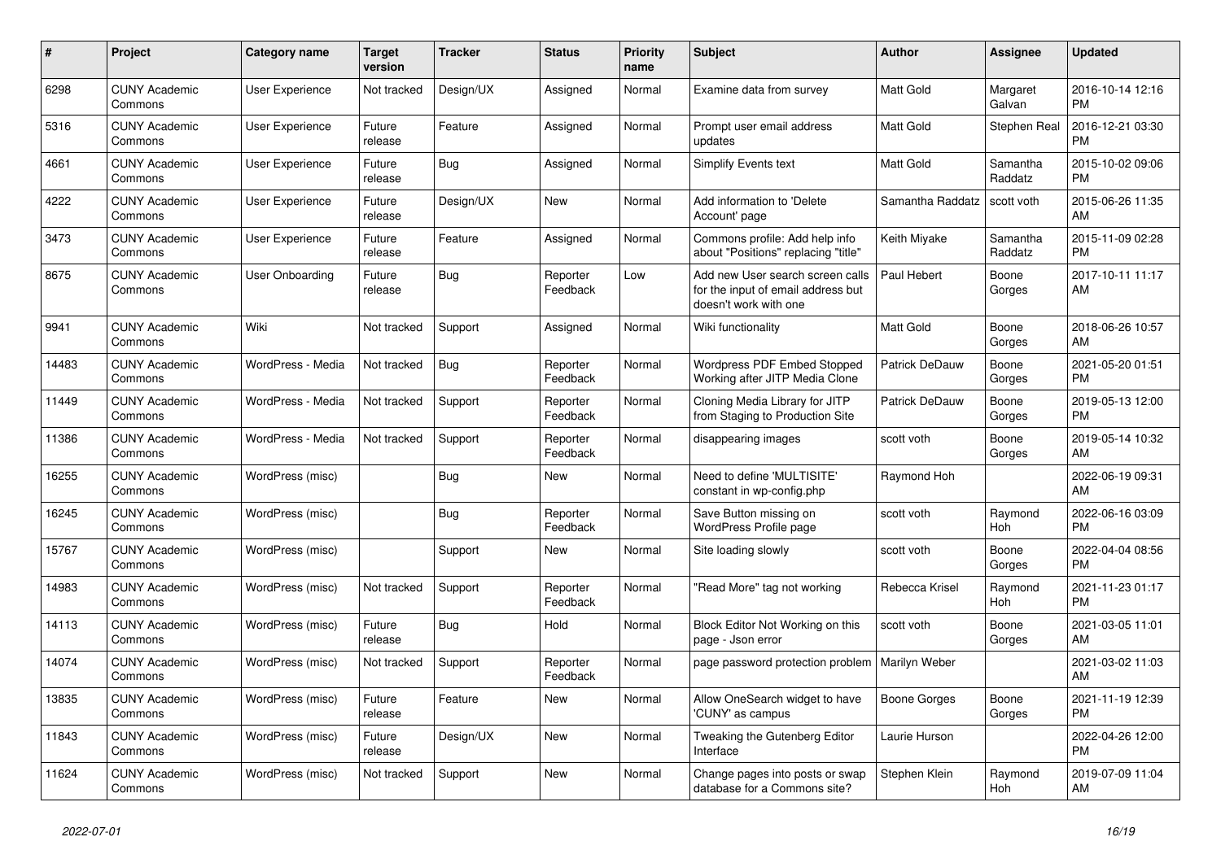| # | Project | Category name | Target version | Tracker | Status | Priority name | Subject | Author | Assignee | Updated |
|---|---|---|---|---|---|---|---|---|---|---|
| 6298 | CUNY Academic Commons | User Experience | Not tracked | Design/UX | Assigned | Normal | Examine data from survey | Matt Gold | Margaret Galvan | 2016-10-14 12:16 PM |
| 5316 | CUNY Academic Commons | User Experience | Future release | Feature | Assigned | Normal | Prompt user email address updates | Matt Gold | Stephen Real | 2016-12-21 03:30 PM |
| 4661 | CUNY Academic Commons | User Experience | Future release | Bug | Assigned | Normal | Simplify Events text | Matt Gold | Samantha Raddatz | 2015-10-02 09:06 PM |
| 4222 | CUNY Academic Commons | User Experience | Future release | Design/UX | New | Normal | Add information to 'Delete Account' page | Samantha Raddatz | scott voth | 2015-06-26 11:35 AM |
| 3473 | CUNY Academic Commons | User Experience | Future release | Feature | Assigned | Normal | Commons profile: Add help info about "Positions" replacing "title" | Keith Miyake | Samantha Raddatz | 2015-11-09 02:28 PM |
| 8675 | CUNY Academic Commons | User Onboarding | Future release | Bug | Reporter Feedback | Low | Add new User search screen calls for the input of email address but doesn't work with one | Paul Hebert | Boone Gorges | 2017-10-11 11:17 AM |
| 9941 | CUNY Academic Commons | Wiki | Not tracked | Support | Assigned | Normal | Wiki functionality | Matt Gold | Boone Gorges | 2018-06-26 10:57 AM |
| 14483 | CUNY Academic Commons | WordPress - Media | Not tracked | Bug | Reporter Feedback | Normal | Wordpress PDF Embed Stopped Working after JITP Media Clone | Patrick DeDauw | Boone Gorges | 2021-05-20 01:51 PM |
| 11449 | CUNY Academic Commons | WordPress - Media | Not tracked | Support | Reporter Feedback | Normal | Cloning Media Library for JITP from Staging to Production Site | Patrick DeDauw | Boone Gorges | 2019-05-13 12:00 PM |
| 11386 | CUNY Academic Commons | WordPress - Media | Not tracked | Support | Reporter Feedback | Normal | disappearing images | scott voth | Boone Gorges | 2019-05-14 10:32 AM |
| 16255 | CUNY Academic Commons | WordPress (misc) | | Bug | New | Normal | Need to define 'MULTISITE' constant in wp-config.php | Raymond Hoh | | 2022-06-19 09:31 AM |
| 16245 | CUNY Academic Commons | WordPress (misc) | | Bug | Reporter Feedback | Normal | Save Button missing on WordPress Profile page | scott voth | Raymond Hoh | 2022-06-16 03:09 PM |
| 15767 | CUNY Academic Commons | WordPress (misc) | | Support | New | Normal | Site loading slowly | scott voth | Boone Gorges | 2022-04-04 08:56 PM |
| 14983 | CUNY Academic Commons | WordPress (misc) | Not tracked | Support | Reporter Feedback | Normal | "Read More" tag not working | Rebecca Krisel | Raymond Hoh | 2021-11-23 01:17 PM |
| 14113 | CUNY Academic Commons | WordPress (misc) | Future release | Bug | Hold | Normal | Block Editor Not Working on this page - Json error | scott voth | Boone Gorges | 2021-03-05 11:01 AM |
| 14074 | CUNY Academic Commons | WordPress (misc) | Not tracked | Support | Reporter Feedback | Normal | page password protection problem | Marilyn Weber | | 2021-03-02 11:03 AM |
| 13835 | CUNY Academic Commons | WordPress (misc) | Future release | Feature | New | Normal | Allow OneSearch widget to have 'CUNY' as campus | Boone Gorges | Boone Gorges | 2021-11-19 12:39 PM |
| 11843 | CUNY Academic Commons | WordPress (misc) | Future release | Design/UX | New | Normal | Tweaking the Gutenberg Editor Interface | Laurie Hurson | | 2022-04-26 12:00 PM |
| 11624 | CUNY Academic Commons | WordPress (misc) | Not tracked | Support | New | Normal | Change pages into posts or swap database for a Commons site? | Stephen Klein | Raymond Hoh | 2019-07-09 11:04 AM |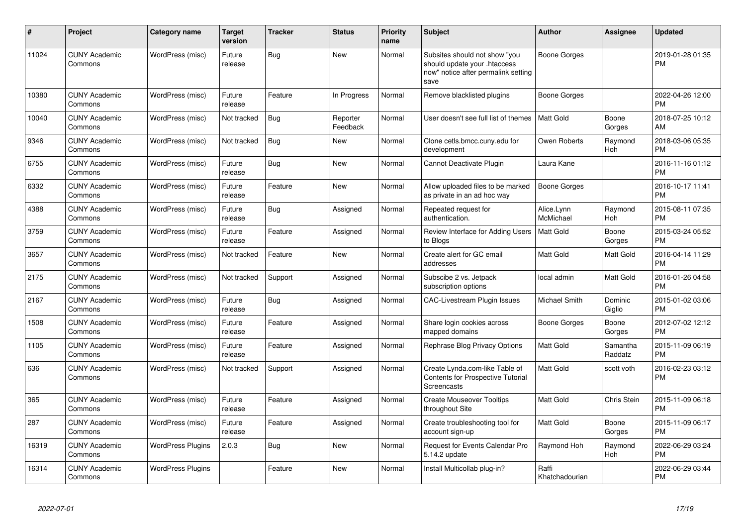| # | Project | Category name | Target version | Tracker | Status | Priority name | Subject | Author | Assignee | Updated |
|---|---|---|---|---|---|---|---|---|---|---|
| 11024 | CUNY Academic Commons | WordPress (misc) | Future release | Bug | New | Normal | Subsites should not show "you should update your .htaccess now" notice after permalink setting save | Boone Gorges | | 2019-01-28 01:35 PM |
| 10380 | CUNY Academic Commons | WordPress (misc) | Future release | Feature | In Progress | Normal | Remove blacklisted plugins | Boone Gorges | | 2022-04-26 12:00 PM |
| 10040 | CUNY Academic Commons | WordPress (misc) | Not tracked | Bug | Reporter Feedback | Normal | User doesn't see full list of themes | Matt Gold | Boone Gorges | 2018-07-25 10:12 AM |
| 9346 | CUNY Academic Commons | WordPress (misc) | Not tracked | Bug | New | Normal | Clone cetls.bmcc.cuny.edu for development | Owen Roberts | Raymond Hoh | 2018-03-06 05:35 PM |
| 6755 | CUNY Academic Commons | WordPress (misc) | Future release | Bug | New | Normal | Cannot Deactivate Plugin | Laura Kane | | 2016-11-16 01:12 PM |
| 6332 | CUNY Academic Commons | WordPress (misc) | Future release | Feature | New | Normal | Allow uploaded files to be marked as private in an ad hoc way | Boone Gorges | | 2016-10-17 11:41 PM |
| 4388 | CUNY Academic Commons | WordPress (misc) | Future release | Bug | Assigned | Normal | Repeated request for authentication. | Alice.Lynn McMichael | Raymond Hoh | 2015-08-11 07:35 PM |
| 3759 | CUNY Academic Commons | WordPress (misc) | Future release | Feature | Assigned | Normal | Review Interface for Adding Users to Blogs | Matt Gold | Boone Gorges | 2015-03-24 05:52 PM |
| 3657 | CUNY Academic Commons | WordPress (misc) | Not tracked | Feature | New | Normal | Create alert for GC email addresses | Matt Gold | Matt Gold | 2016-04-14 11:29 PM |
| 2175 | CUNY Academic Commons | WordPress (misc) | Not tracked | Support | Assigned | Normal | Subscibe 2 vs. Jetpack subscription options | local admin | Matt Gold | 2016-01-26 04:58 PM |
| 2167 | CUNY Academic Commons | WordPress (misc) | Future release | Bug | Assigned | Normal | CAC-Livestream Plugin Issues | Michael Smith | Dominic Giglio | 2015-01-02 03:06 PM |
| 1508 | CUNY Academic Commons | WordPress (misc) | Future release | Feature | Assigned | Normal | Share login cookies across mapped domains | Boone Gorges | Boone Gorges | 2012-07-02 12:12 PM |
| 1105 | CUNY Academic Commons | WordPress (misc) | Future release | Feature | Assigned | Normal | Rephrase Blog Privacy Options | Matt Gold | Samantha Raddatz | 2015-11-09 06:19 PM |
| 636 | CUNY Academic Commons | WordPress (misc) | Not tracked | Support | Assigned | Normal | Create Lynda.com-like Table of Contents for Prospective Tutorial Screencasts | Matt Gold | scott voth | 2016-02-23 03:12 PM |
| 365 | CUNY Academic Commons | WordPress (misc) | Future release | Feature | Assigned | Normal | Create Mouseover Tooltips throughout Site | Matt Gold | Chris Stein | 2015-11-09 06:18 PM |
| 287 | CUNY Academic Commons | WordPress (misc) | Future release | Feature | Assigned | Normal | Create troubleshooting tool for account sign-up | Matt Gold | Boone Gorges | 2015-11-09 06:17 PM |
| 16319 | CUNY Academic Commons | WordPress Plugins | 2.0.3 | Bug | New | Normal | Request for Events Calendar Pro 5.14.2 update | Raymond Hoh | Raymond Hoh | 2022-06-29 03:24 PM |
| 16314 | CUNY Academic Commons | WordPress Plugins | | Feature | New | Normal | Install Multicollab plug-in? | Raffi Khatchadourian | | 2022-06-29 03:44 PM |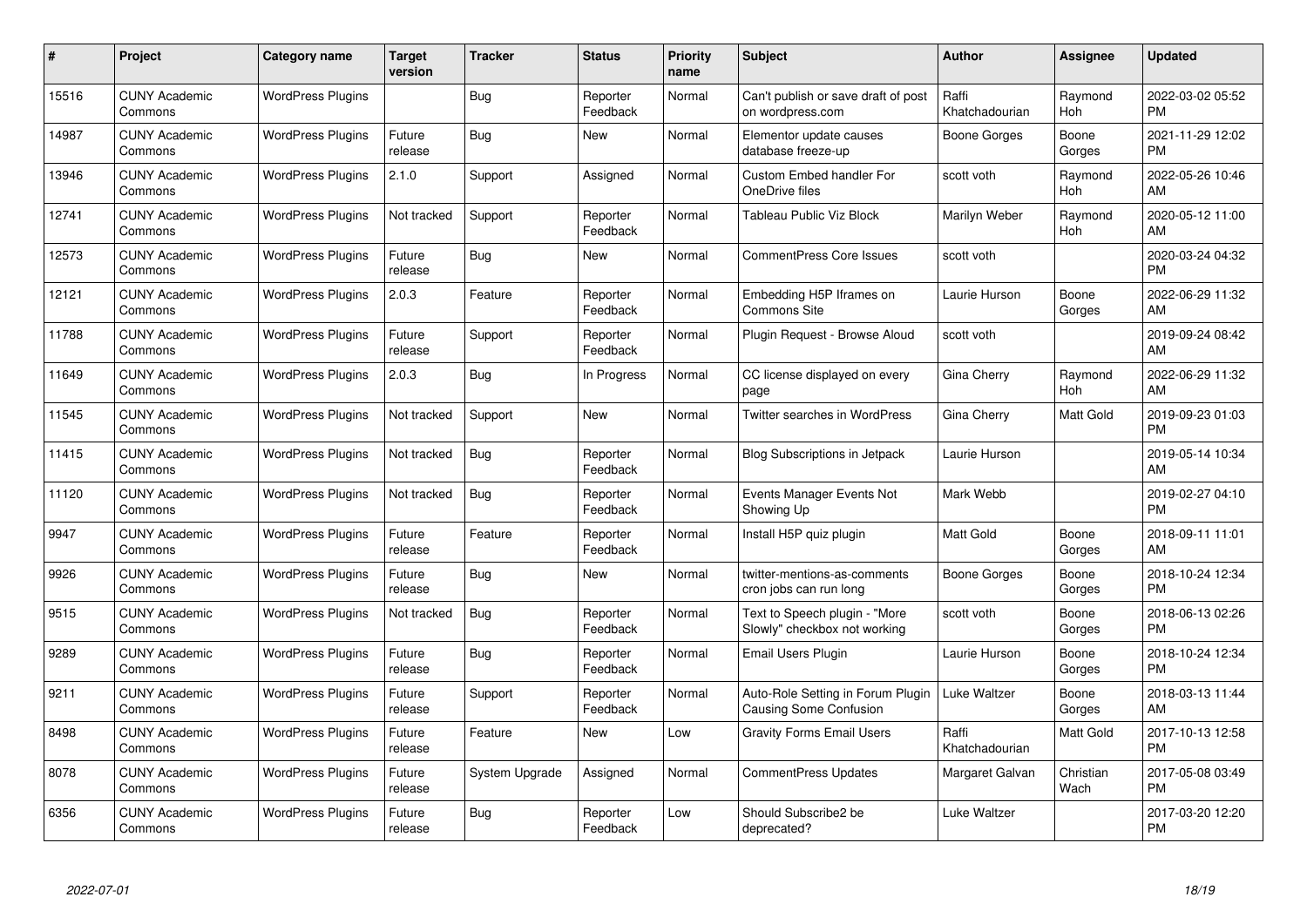| # | Project | Category name | Target version | Tracker | Status | Priority name | Subject | Author | Assignee | Updated |
|---|---|---|---|---|---|---|---|---|---|---|
| 15516 | CUNY Academic Commons | WordPress Plugins | | Bug | Reporter Feedback | Normal | Can't publish or save draft of post on wordpress.com | Raffi Khatchadourian | Raymond Hoh | 2022-03-02 05:52 PM |
| 14987 | CUNY Academic Commons | WordPress Plugins | Future release | Bug | New | Normal | Elementor update causes database freeze-up | Boone Gorges | Boone Gorges | 2021-11-29 12:02 PM |
| 13946 | CUNY Academic Commons | WordPress Plugins | 2.1.0 | Support | Assigned | Normal | Custom Embed handler For OneDrive files | scott voth | Raymond Hoh | 2022-05-26 10:46 AM |
| 12741 | CUNY Academic Commons | WordPress Plugins | Not tracked | Support | Reporter Feedback | Normal | Tableau Public Viz Block | Marilyn Weber | Raymond Hoh | 2020-05-12 11:00 AM |
| 12573 | CUNY Academic Commons | WordPress Plugins | Future release | Bug | New | Normal | CommentPress Core Issues | scott voth | | 2020-03-24 04:32 PM |
| 12121 | CUNY Academic Commons | WordPress Plugins | 2.0.3 | Feature | Reporter Feedback | Normal | Embedding H5P Iframes on Commons Site | Laurie Hurson | Boone Gorges | 2022-06-29 11:32 AM |
| 11788 | CUNY Academic Commons | WordPress Plugins | Future release | Support | Reporter Feedback | Normal | Plugin Request - Browse Aloud | scott voth | | 2019-09-24 08:42 AM |
| 11649 | CUNY Academic Commons | WordPress Plugins | 2.0.3 | Bug | In Progress | Normal | CC license displayed on every page | Gina Cherry | Raymond Hoh | 2022-06-29 11:32 AM |
| 11545 | CUNY Academic Commons | WordPress Plugins | Not tracked | Support | New | Normal | Twitter searches in WordPress | Gina Cherry | Matt Gold | 2019-09-23 01:03 PM |
| 11415 | CUNY Academic Commons | WordPress Plugins | Not tracked | Bug | Reporter Feedback | Normal | Blog Subscriptions in Jetpack | Laurie Hurson | | 2019-05-14 10:34 AM |
| 11120 | CUNY Academic Commons | WordPress Plugins | Not tracked | Bug | Reporter Feedback | Normal | Events Manager Events Not Showing Up | Mark Webb | | 2019-02-27 04:10 PM |
| 9947 | CUNY Academic Commons | WordPress Plugins | Future release | Feature | Reporter Feedback | Normal | Install H5P quiz plugin | Matt Gold | Boone Gorges | 2018-09-11 11:01 AM |
| 9926 | CUNY Academic Commons | WordPress Plugins | Future release | Bug | New | Normal | twitter-mentions-as-comments cron jobs can run long | Boone Gorges | Boone Gorges | 2018-10-24 12:34 PM |
| 9515 | CUNY Academic Commons | WordPress Plugins | Not tracked | Bug | Reporter Feedback | Normal | Text to Speech plugin - "More Slowly" checkbox not working | scott voth | Boone Gorges | 2018-06-13 02:26 PM |
| 9289 | CUNY Academic Commons | WordPress Plugins | Future release | Bug | Reporter Feedback | Normal | Email Users Plugin | Laurie Hurson | Boone Gorges | 2018-10-24 12:34 PM |
| 9211 | CUNY Academic Commons | WordPress Plugins | Future release | Support | Reporter Feedback | Normal | Auto-Role Setting in Forum Plugin Causing Some Confusion | Luke Waltzer | Boone Gorges | 2018-03-13 11:44 AM |
| 8498 | CUNY Academic Commons | WordPress Plugins | Future release | Feature | New | Low | Gravity Forms Email Users | Raffi Khatchadourian | Matt Gold | 2017-10-13 12:58 PM |
| 8078 | CUNY Academic Commons | WordPress Plugins | Future release | System Upgrade | Assigned | Normal | CommentPress Updates | Margaret Galvan | Christian Wach | 2017-05-08 03:49 PM |
| 6356 | CUNY Academic Commons | WordPress Plugins | Future release | Bug | Reporter Feedback | Low | Should Subscribe2 be deprecated? | Luke Waltzer | | 2017-03-20 12:20 PM |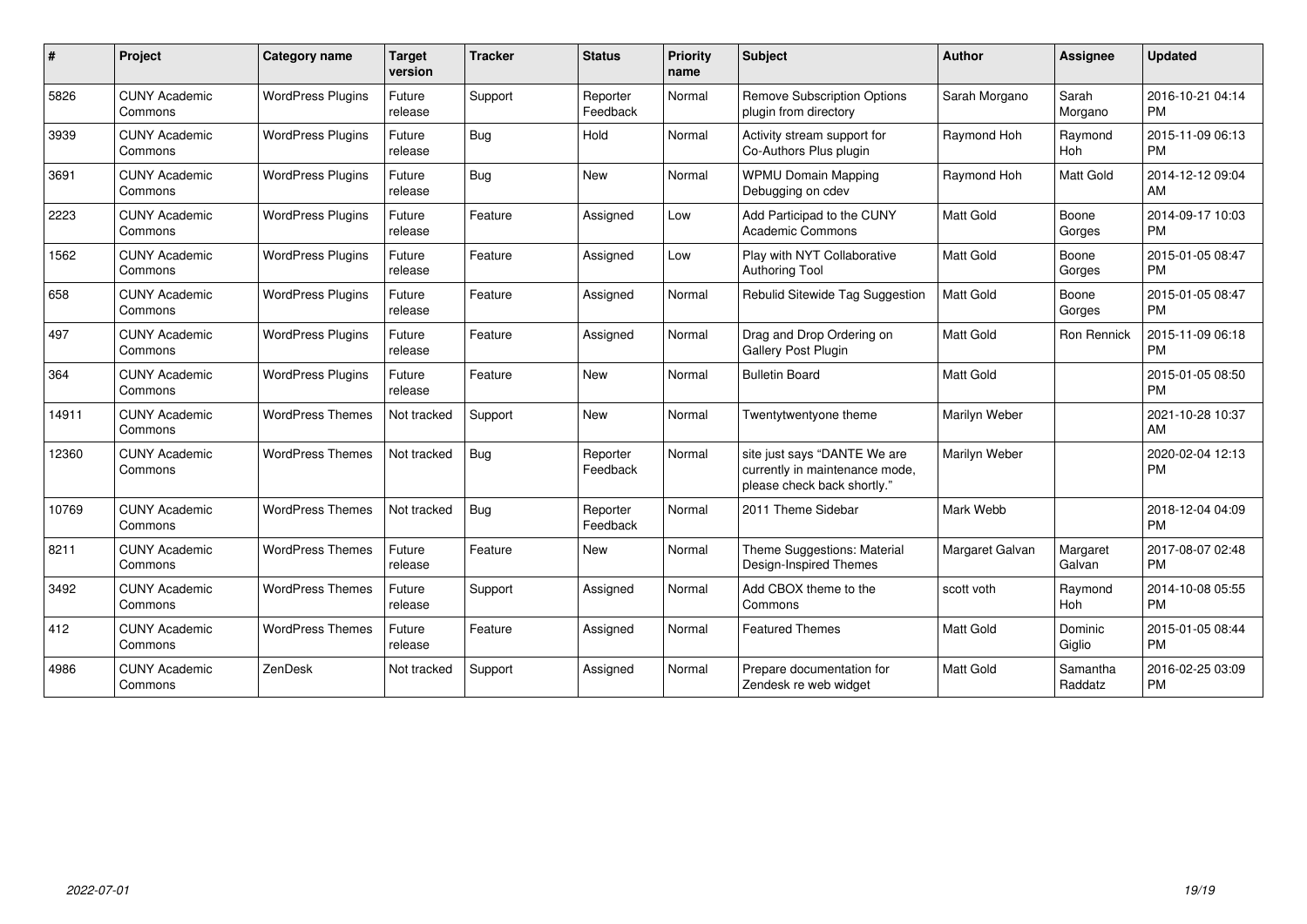| # | Project | Category name | Target version | Tracker | Status | Priority name | Subject | Author | Assignee | Updated |
|---|---|---|---|---|---|---|---|---|---|---|
| 5826 | CUNY Academic Commons | WordPress Plugins | Future release | Support | Reporter Feedback | Normal | Remove Subscription Options plugin from directory | Sarah Morgano | Sarah Morgano | 2016-10-21 04:14 PM |
| 3939 | CUNY Academic Commons | WordPress Plugins | Future release | Bug | Hold | Normal | Activity stream support for Co-Authors Plus plugin | Raymond Hoh | Raymond Hoh | 2015-11-09 06:13 PM |
| 3691 | CUNY Academic Commons | WordPress Plugins | Future release | Bug | New | Normal | WPMU Domain Mapping Debugging on cdev | Raymond Hoh | Matt Gold | 2014-12-12 09:04 AM |
| 2223 | CUNY Academic Commons | WordPress Plugins | Future release | Feature | Assigned | Low | Add Participad to the CUNY Academic Commons | Matt Gold | Boone Gorges | 2014-09-17 10:03 PM |
| 1562 | CUNY Academic Commons | WordPress Plugins | Future release | Feature | Assigned | Low | Play with NYT Collaborative Authoring Tool | Matt Gold | Boone Gorges | 2015-01-05 08:47 PM |
| 658 | CUNY Academic Commons | WordPress Plugins | Future release | Feature | Assigned | Normal | Rebulid Sitewide Tag Suggestion | Matt Gold | Boone Gorges | 2015-01-05 08:47 PM |
| 497 | CUNY Academic Commons | WordPress Plugins | Future release | Feature | Assigned | Normal | Drag and Drop Ordering on Gallery Post Plugin | Matt Gold | Ron Rennick | 2015-11-09 06:18 PM |
| 364 | CUNY Academic Commons | WordPress Plugins | Future release | Feature | New | Normal | Bulletin Board | Matt Gold | | 2015-01-05 08:50 PM |
| 14911 | CUNY Academic Commons | WordPress Themes | Not tracked | Support | New | Normal | Twentytwentyone theme | Marilyn Weber | | 2021-10-28 10:37 AM |
| 12360 | CUNY Academic Commons | WordPress Themes | Not tracked | Bug | Reporter Feedback | Normal | site just says "DANTE We are currently in maintenance mode, please check back shortly." | Marilyn Weber | | 2020-02-04 12:13 PM |
| 10769 | CUNY Academic Commons | WordPress Themes | Not tracked | Bug | Reporter Feedback | Normal | 2011 Theme Sidebar | Mark Webb | | 2018-12-04 04:09 PM |
| 8211 | CUNY Academic Commons | WordPress Themes | Future release | Feature | New | Normal | Theme Suggestions: Material Design-Inspired Themes | Margaret Galvan | Margaret Galvan | 2017-08-07 02:48 PM |
| 3492 | CUNY Academic Commons | WordPress Themes | Future release | Support | Assigned | Normal | Add CBOX theme to the Commons | scott voth | Raymond Hoh | 2014-10-08 05:55 PM |
| 412 | CUNY Academic Commons | WordPress Themes | Future release | Feature | Assigned | Normal | Featured Themes | Matt Gold | Dominic Giglio | 2015-01-05 08:44 PM |
| 4986 | CUNY Academic Commons | ZenDesk | Not tracked | Support | Assigned | Normal | Prepare documentation for Zendesk re web widget | Matt Gold | Samantha Raddatz | 2016-02-25 03:09 PM |